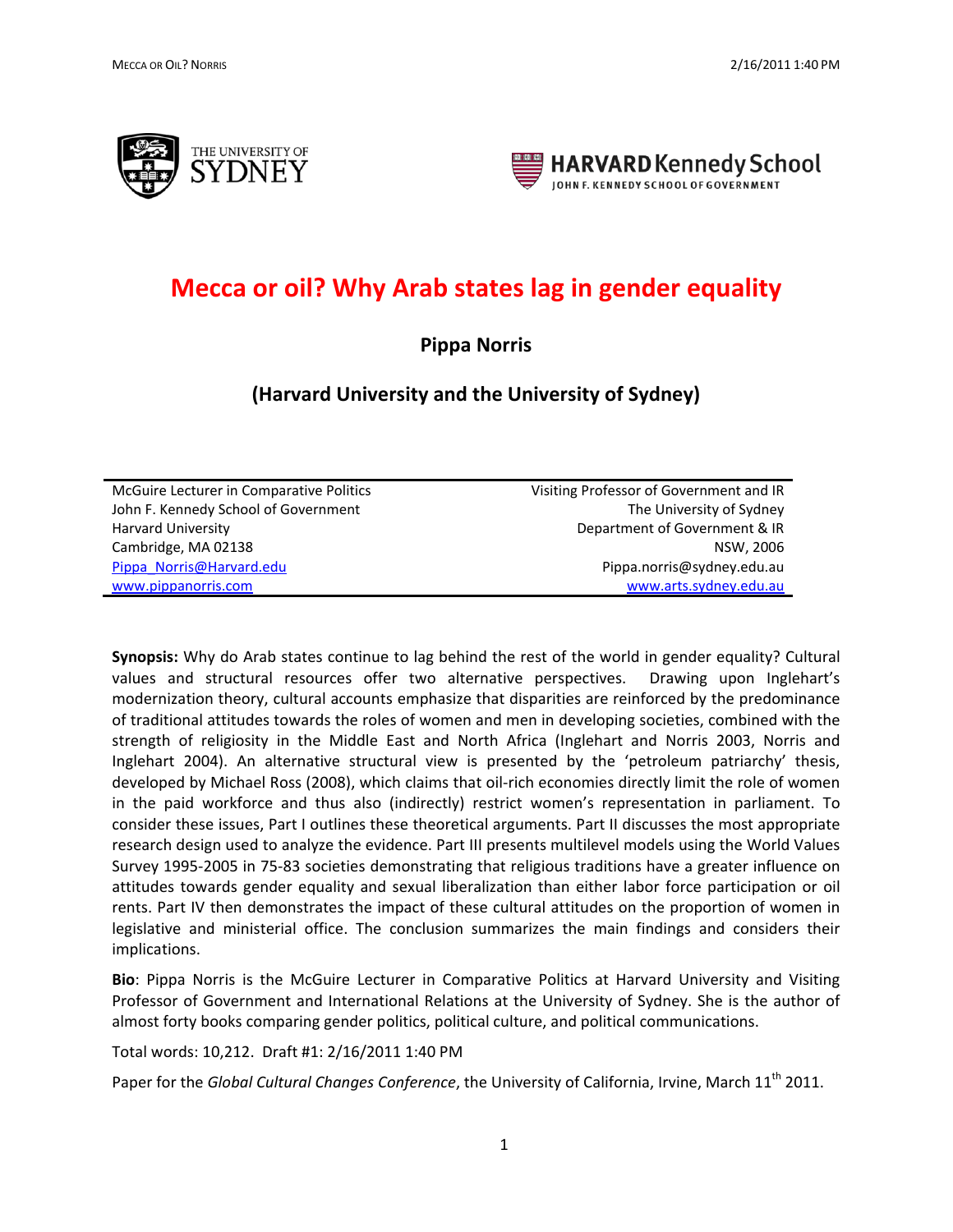# Mecca or oil? Why Arab states lag in gender equality

**Pippa Norris**

**(Harvard University and the University of Sydney)**

| McGuire Lecturer in Comparative Politics | Visiting Professor of Government and IR |
|---|---|
| John F. Kennedy School of Government | The University of Sydney |
| Harvard University | Department of Government & IR |
| Cambridge, MA 02138 | NSW, 2006 |
| Pippa_Norris@Harvard.edu | Pippa.norris@sydney.edu.au |
| www.pippanorris.com | www.arts.sydney.edu.au |

**Synopsis:** Why do Arab states continue to lag behind the rest of the world in gender equality? Cultural values and structural resources offer two alternative perspectives. Drawing upon Inglehart's modernization theory, cultural accounts emphasize that disparities are reinforced by the predominance of traditional attitudes towards the roles of women and men in developing societies, combined with the strength of religiosity in the Middle East and North Africa (Inglehart and Norris 2003, Norris and Inglehart 2004). An alternative structural view is presented by the 'petroleum patriarchy' thesis, developed by Michael Ross (2008), which claims that oil-rich economies directly limit the role of women in the paid workforce and thus also (indirectly) restrict women's representation in parliament. To consider these issues, Part I outlines these theoretical arguments. Part II discusses the most appropriate research design used to analyze the evidence. Part III presents multilevel models using the World Values Survey 1995-2005 in 75-83 societies demonstrating that religious traditions have a greater influence on attitudes towards gender equality and sexual liberalization than either labor force participation or oil rents. Part IV then demonstrates the impact of these cultural attitudes on the proportion of women in legislative and ministerial office. The conclusion summarizes the main findings and considers their implications.

**Bio**: Pippa Norris is the McGuire Lecturer in Comparative Politics at Harvard University and Visiting Professor of Government and International Relations at the University of Sydney. She is the author of almost forty books comparing gender politics, political culture, and political communications.

Total words: 10,212. Draft #1: 2/16/2011 1:40 PM

Paper for the *Global Cultural Changes Conference*, the University of California, Irvine, March 11th 2011.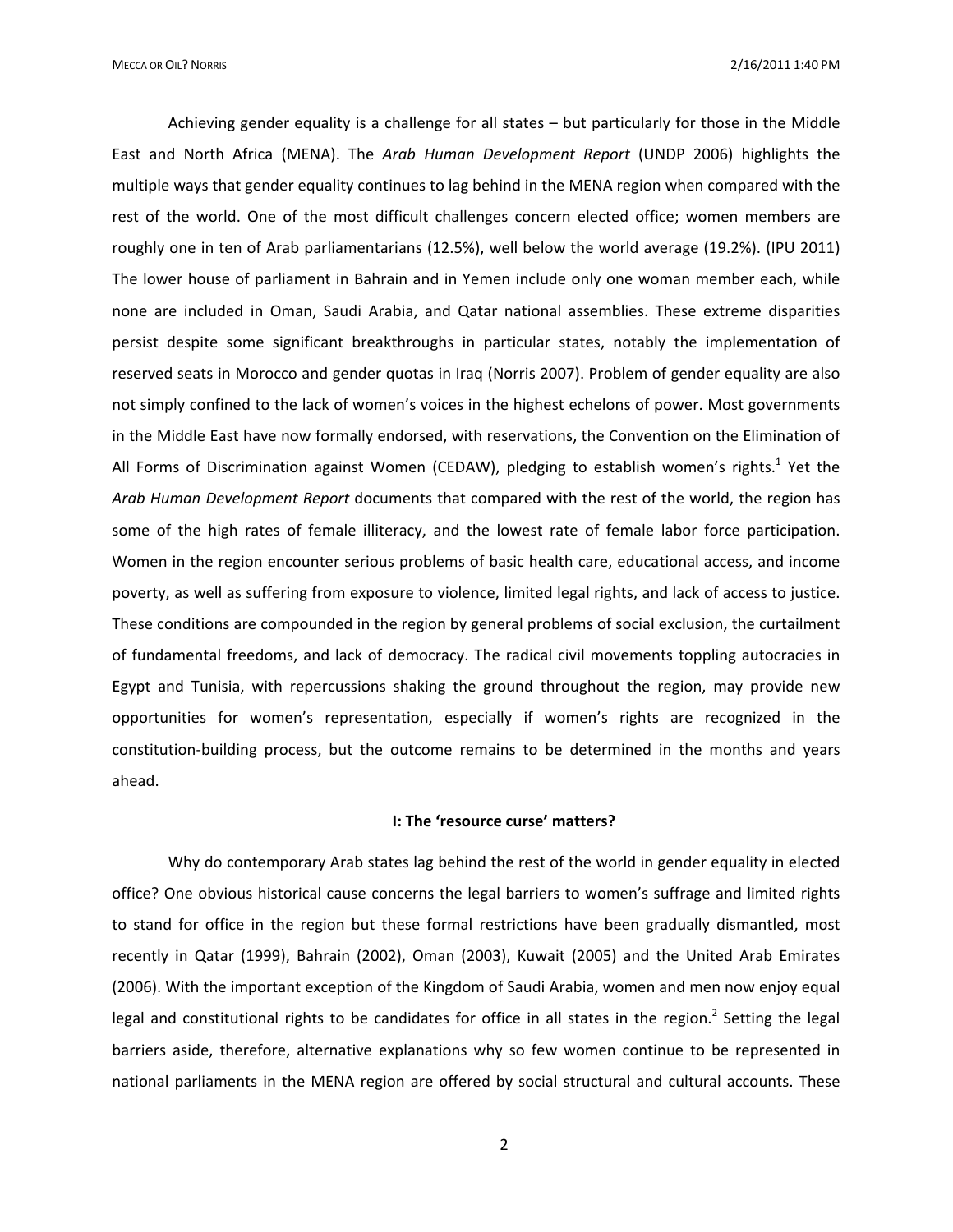Achieving gender equality is a challenge for all states – but particularly for those in the Middle East and North Africa (MENA). The *Arab Human Development Report* (UNDP 2006) highlights the multiple ways that gender equality continues to lag behind in the MENA region when compared with the rest of the world. One of the most difficult challenges concern elected office; women members are roughly one in ten of Arab parliamentarians (12.5%), well below the world average (19.2%). (IPU 2011) The lower house of parliament in Bahrain and in Yemen include only one woman member each, while none are included in Oman, Saudi Arabia, and Qatar national assemblies. These extreme disparities persist despite some significant breakthroughs in particular states, notably the implementation of reserved seats in Morocco and gender quotas in Iraq (Norris 2007). Problem of gender equality are also not simply confined to the lack of women's voices in the highest echelons of power. Most governments in the Middle East have now formally endorsed, with reservations, the Convention on the Elimination of All Forms of Discrimination against Women (CEDAW), pledging to establish women's rights.[1] Yet the *Arab Human Development Report* documents that compared with the rest of the world, the region has some of the high rates of female illiteracy, and the lowest rate of female labor force participation. Women in the region encounter serious problems of basic health care, educational access, and income poverty, as well as suffering from exposure to violence, limited legal rights, and lack of access to justice. These conditions are compounded in the region by general problems of social exclusion, the curtailment of fundamental freedoms, and lack of democracy. The radical civil movements toppling autocracies in Egypt and Tunisia, with repercussions shaking the ground throughout the region, may provide new opportunities for women's representation, especially if women's rights are recognized in the constitution-building process, but the outcome remains to be determined in the months and years ahead.

## I: The 'resource curse' matters?

Why do contemporary Arab states lag behind the rest of the world in gender equality in elected office? One obvious historical cause concerns the legal barriers to women's suffrage and limited rights to stand for office in the region but these formal restrictions have been gradually dismantled, most recently in Qatar (1999), Bahrain (2002), Oman (2003), Kuwait (2005) and the United Arab Emirates (2006). With the important exception of the Kingdom of Saudi Arabia, women and men now enjoy equal legal and constitutional rights to be candidates for office in all states in the region.[2] Setting the legal barriers aside, therefore, alternative explanations why so few women continue to be represented in national parliaments in the MENA region are offered by social structural and cultural accounts. These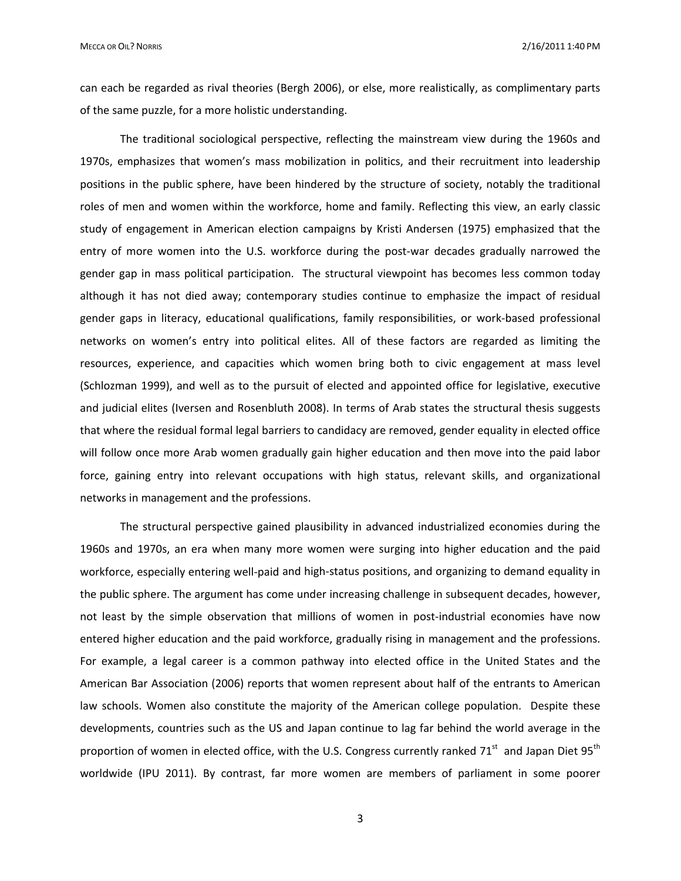can each be regarded as rival theories (Bergh 2006), or else, more realistically, as complimentary parts of the same puzzle, for a more holistic understanding.

The traditional sociological perspective, reflecting the mainstream view during the 1960s and 1970s, emphasizes that women's mass mobilization in politics, and their recruitment into leadership positions in the public sphere, have been hindered by the structure of society, notably the traditional roles of men and women within the workforce, home and family. Reflecting this view, an early classic study of engagement in American election campaigns by Kristi Andersen (1975) emphasized that the entry of more women into the U.S. workforce during the post-war decades gradually narrowed the gender gap in mass political participation. The structural viewpoint has becomes less common today although it has not died away; contemporary studies continue to emphasize the impact of residual gender gaps in literacy, educational qualifications, family responsibilities, or work-based professional networks on women's entry into political elites. All of these factors are regarded as limiting the resources, experience, and capacities which women bring both to civic engagement at mass level (Schlozman 1999), and well as to the pursuit of elected and appointed office for legislative, executive and judicial elites (Iversen and Rosenbluth 2008). In terms of Arab states the structural thesis suggests that where the residual formal legal barriers to candidacy are removed, gender equality in elected office will follow once more Arab women gradually gain higher education and then move into the paid labor force, gaining entry into relevant occupations with high status, relevant skills, and organizational networks in management and the professions.

The structural perspective gained plausibility in advanced industrialized economies during the 1960s and 1970s, an era when many more women were surging into higher education and the paid workforce, especially entering well-paid and high-status positions, and organizing to demand equality in the public sphere. The argument has come under increasing challenge in subsequent decades, however, not least by the simple observation that millions of women in post-industrial economies have now entered higher education and the paid workforce, gradually rising in management and the professions. For example, a legal career is a common pathway into elected office in the United States and the American Bar Association (2006) reports that women represent about half of the entrants to American law schools. Women also constitute the majority of the American college population. Despite these developments, countries such as the US and Japan continue to lag far behind the world average in the proportion of women in elected office, with the U.S. Congress currently ranked 71st and Japan Diet 95th worldwide (IPU 2011). By contrast, far more women are members of parliament in some poorer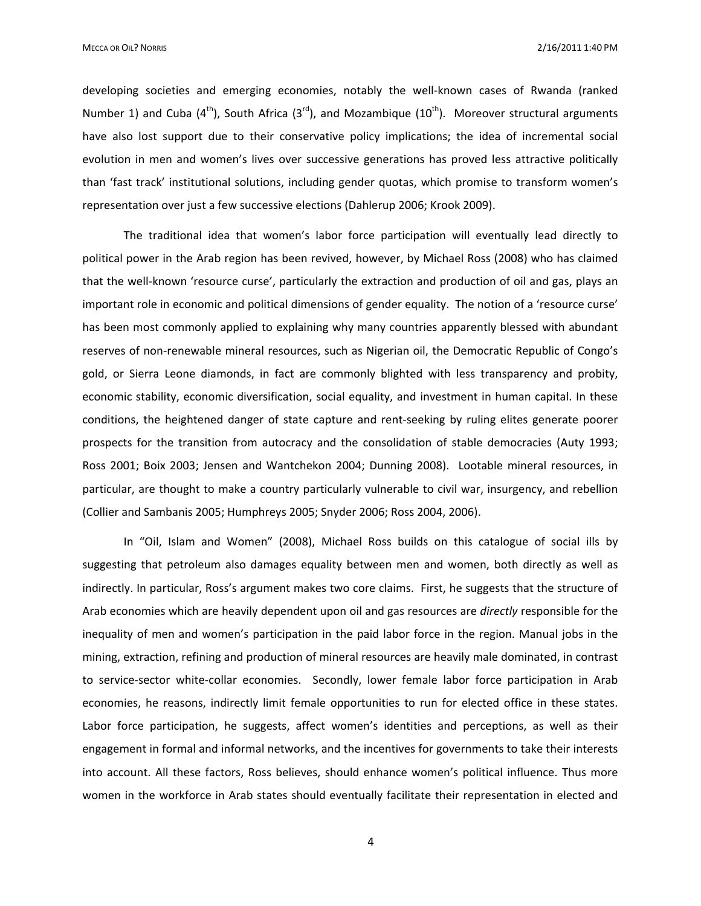developing societies and emerging economies, notably the well-known cases of Rwanda (ranked Number 1) and Cuba ($4^{th}$), South Africa ($3^{rd}$), and Mozambique ($10^{th}$). Moreover structural arguments have also lost support due to their conservative policy implications; the idea of incremental social evolution in men and women's lives over successive generations has proved less attractive politically than 'fast track' institutional solutions, including gender quotas, which promise to transform women's representation over just a few successive elections (Dahlerup 2006; Krook 2009).

The traditional idea that women's labor force participation will eventually lead directly to political power in the Arab region has been revived, however, by Michael Ross (2008) who has claimed that the well-known 'resource curse', particularly the extraction and production of oil and gas, plays an important role in economic and political dimensions of gender equality. The notion of a 'resource curse' has been most commonly applied to explaining why many countries apparently blessed with abundant reserves of non-renewable mineral resources, such as Nigerian oil, the Democratic Republic of Congo's gold, or Sierra Leone diamonds, in fact are commonly blighted with less transparency and probity, economic stability, economic diversification, social equality, and investment in human capital. In these conditions, the heightened danger of state capture and rent-seeking by ruling elites generate poorer prospects for the transition from autocracy and the consolidation of stable democracies (Auty 1993; Ross 2001; Boix 2003; Jensen and Wantchekon 2004; Dunning 2008). Lootable mineral resources, in particular, are thought to make a country particularly vulnerable to civil war, insurgency, and rebellion (Collier and Sambanis 2005; Humphreys 2005; Snyder 2006; Ross 2004, 2006).

In "Oil, Islam and Women" (2008), Michael Ross builds on this catalogue of social ills by suggesting that petroleum also damages equality between men and women, both directly as well as indirectly. In particular, Ross's argument makes two core claims. First, he suggests that the structure of Arab economies which are heavily dependent upon oil and gas resources are *directly* responsible for the inequality of men and women's participation in the paid labor force in the region. Manual jobs in the mining, extraction, refining and production of mineral resources are heavily male dominated, in contrast to service-sector white-collar economies. Secondly, lower female labor force participation in Arab economies, he reasons, indirectly limit female opportunities to run for elected office in these states. Labor force participation, he suggests, affect women's identities and perceptions, as well as their engagement in formal and informal networks, and the incentives for governments to take their interests into account. All these factors, Ross believes, should enhance women's political influence. Thus more women in the workforce in Arab states should eventually facilitate their representation in elected and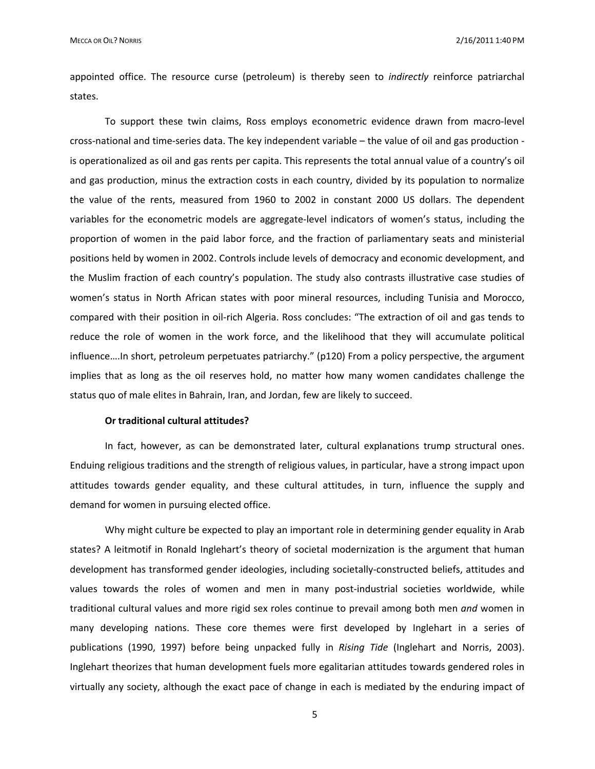appointed office. The resource curse (petroleum) is thereby seen to *indirectly* reinforce patriarchal states.

To support these twin claims, Ross employs econometric evidence drawn from macro-level cross-national and time-series data. The key independent variable – the value of oil and gas production - is operationalized as oil and gas rents per capita. This represents the total annual value of a country's oil and gas production, minus the extraction costs in each country, divided by its population to normalize the value of the rents, measured from 1960 to 2002 in constant 2000 US dollars. The dependent variables for the econometric models are aggregate-level indicators of women's status, including the proportion of women in the paid labor force, and the fraction of parliamentary seats and ministerial positions held by women in 2002. Controls include levels of democracy and economic development, and the Muslim fraction of each country's population. The study also contrasts illustrative case studies of women's status in North African states with poor mineral resources, including Tunisia and Morocco, compared with their position in oil-rich Algeria. Ross concludes: "The extraction of oil and gas tends to reduce the role of women in the work force, and the likelihood that they will accumulate political influence….In short, petroleum perpetuates patriarchy." (p120) From a policy perspective, the argument implies that as long as the oil reserves hold, no matter how many women candidates challenge the status quo of male elites in Bahrain, Iran, and Jordan, few are likely to succeed.

### Or traditional cultural attitudes?

In fact, however, as can be demonstrated later, cultural explanations trump structural ones. Enduring religious traditions and the strength of religious values, in particular, have a strong impact upon attitudes towards gender equality, and these cultural attitudes, in turn, influence the supply and demand for women in pursuing elected office.

Why might culture be expected to play an important role in determining gender equality in Arab states? A leitmotif in Ronald Inglehart's theory of societal modernization is the argument that human development has transformed gender ideologies, including societally-constructed beliefs, attitudes and values towards the roles of women and men in many post-industrial societies worldwide, while traditional cultural values and more rigid sex roles continue to prevail among both men *and* women in many developing nations. These core themes were first developed by Inglehart in a series of publications (1990, 1997) before being unpacked fully in *Rising Tide* (Inglehart and Norris, 2003). Inglehart theorizes that human development fuels more egalitarian attitudes towards gendered roles in virtually any society, although the exact pace of change in each is mediated by the enduring impact of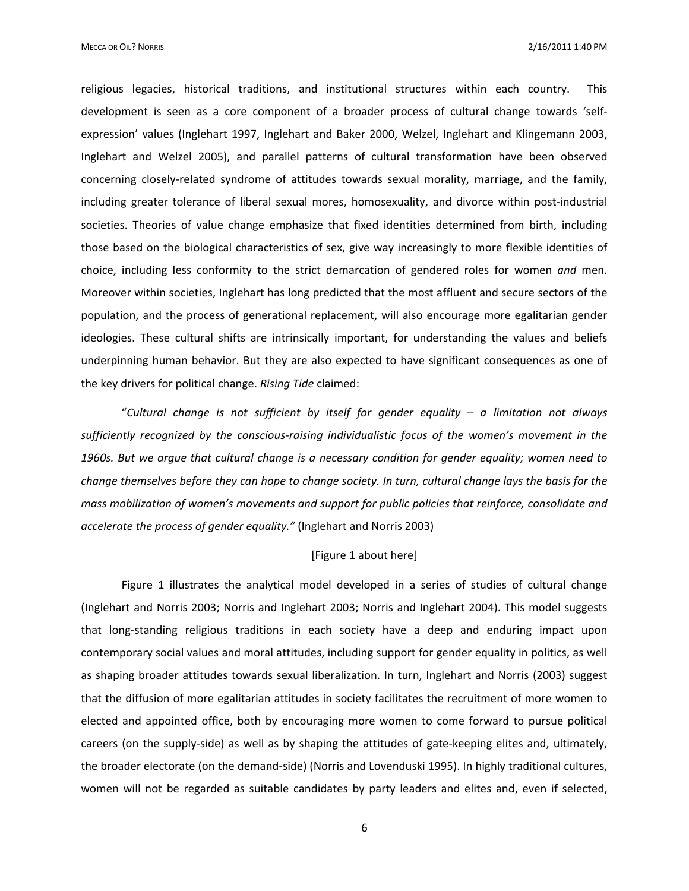religious legacies, historical traditions, and institutional structures within each country. This development is seen as a core component of a broader process of cultural change towards 'self-expression' values (Inglehart 1997, Inglehart and Baker 2000, Welzel, Inglehart and Klingemann 2003, Inglehart and Welzel 2005), and parallel patterns of cultural transformation have been observed concerning closely-related syndrome of attitudes towards sexual morality, marriage, and the family, including greater tolerance of liberal sexual mores, homosexuality, and divorce within post-industrial societies. Theories of value change emphasize that fixed identities determined from birth, including those based on the biological characteristics of sex, give way increasingly to more flexible identities of choice, including less conformity to the strict demarcation of gendered roles for women *and* men. Moreover within societies, Inglehart has long predicted that the most affluent and secure sectors of the population, and the process of generational replacement, will also encourage more egalitarian gender ideologies. These cultural shifts are intrinsically important, for understanding the values and beliefs underpinning human behavior. But they are also expected to have significant consequences as one of the key drivers for political change. *Rising Tide* claimed:

"*Cultural change is not sufficient by itself for gender equality – a limitation not always sufficiently recognized by the conscious-raising individualistic focus of the women's movement in the 1960s. But we argue that cultural change is a necessary condition for gender equality; women need to change themselves before they can hope to change society. In turn, cultural change lays the basis for the mass mobilization of women's movements and support for public policies that reinforce, consolidate and accelerate the process of gender equality."* (Inglehart and Norris 2003)

[Figure 1 about here]

Figure 1 illustrates the analytical model developed in a series of studies of cultural change (Inglehart and Norris 2003; Norris and Inglehart 2003; Norris and Inglehart 2004). This model suggests that long-standing religious traditions in each society have a deep and enduring impact upon contemporary social values and moral attitudes, including support for gender equality in politics, as well as shaping broader attitudes towards sexual liberalization. In turn, Inglehart and Norris (2003) suggest that the diffusion of more egalitarian attitudes in society facilitates the recruitment of more women to elected and appointed office, both by encouraging more women to come forward to pursue political careers (on the supply-side) as well as by shaping the attitudes of gate-keeping elites and, ultimately, the broader electorate (on the demand-side) (Norris and Lovenduski 1995). In highly traditional cultures, women will not be regarded as suitable candidates by party leaders and elites and, even if selected,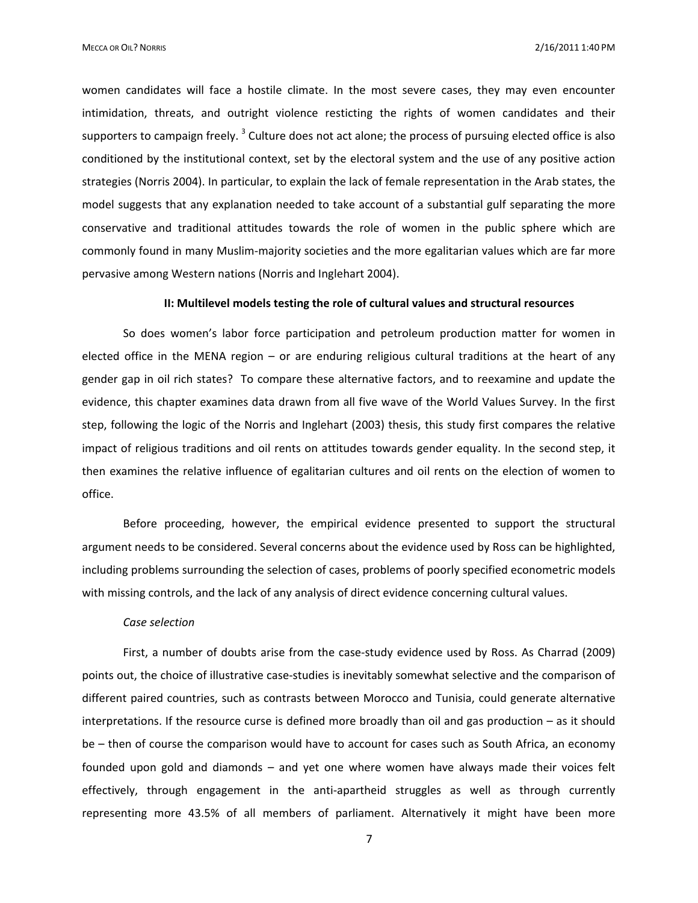women candidates will face a hostile climate. In the most severe cases, they may even encounter intimidation, threats, and outright violence resticting the rights of women candidates and their supporters to campaign freely. [3] Culture does not act alone; the process of pursuing elected office is also conditioned by the institutional context, set by the electoral system and the use of any positive action strategies (Norris 2004). In particular, to explain the lack of female representation in the Arab states, the model suggests that any explanation needed to take account of a substantial gulf separating the more conservative and traditional attitudes towards the role of women in the public sphere which are commonly found in many Muslim-majority societies and the more egalitarian values which are far more pervasive among Western nations (Norris and Inglehart 2004).

**II: Multilevel models testing the role of cultural values and structural resources**

So does women's labor force participation and petroleum production matter for women in elected office in the MENA region – or are enduring religious cultural traditions at the heart of any gender gap in oil rich states? To compare these alternative factors, and to reexamine and update the evidence, this chapter examines data drawn from all five wave of the World Values Survey. In the first step, following the logic of the Norris and Inglehart (2003) thesis, this study first compares the relative impact of religious traditions and oil rents on attitudes towards gender equality. In the second step, it then examines the relative influence of egalitarian cultures and oil rents on the election of women to office.

Before proceeding, however, the empirical evidence presented to support the structural argument needs to be considered. Several concerns about the evidence used by Ross can be highlighted, including problems surrounding the selection of cases, problems of poorly specified econometric models with missing controls, and the lack of any analysis of direct evidence concerning cultural values.

*Case selection*

First, a number of doubts arise from the case-study evidence used by Ross. As Charrad (2009) points out, the choice of illustrative case-studies is inevitably somewhat selective and the comparison of different paired countries, such as contrasts between Morocco and Tunisia, could generate alternative interpretations. If the resource curse is defined more broadly than oil and gas production – as it should be – then of course the comparison would have to account for cases such as South Africa, an economy founded upon gold and diamonds – and yet one where women have always made their voices felt effectively, through engagement in the anti-apartheid struggles as well as through currently representing more 43.5% of all members of parliament. Alternatively it might have been more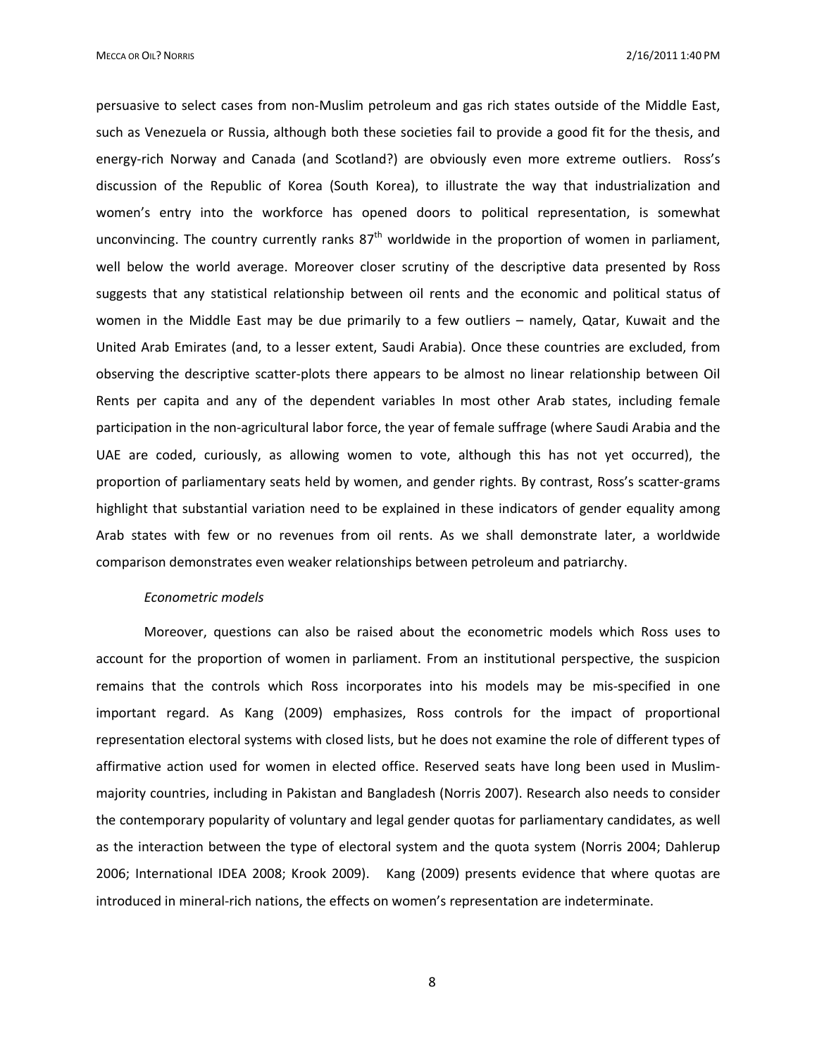persuasive to select cases from non-Muslim petroleum and gas rich states outside of the Middle East, such as Venezuela or Russia, although both these societies fail to provide a good fit for the thesis, and energy-rich Norway and Canada (and Scotland?) are obviously even more extreme outliers. Ross's discussion of the Republic of Korea (South Korea), to illustrate the way that industrialization and women's entry into the workforce has opened doors to political representation, is somewhat unconvincing. The country currently ranks 87th worldwide in the proportion of women in parliament, well below the world average. Moreover closer scrutiny of the descriptive data presented by Ross suggests that any statistical relationship between oil rents and the economic and political status of women in the Middle East may be due primarily to a few outliers – namely, Qatar, Kuwait and the United Arab Emirates (and, to a lesser extent, Saudi Arabia). Once these countries are excluded, from observing the descriptive scatter-plots there appears to be almost no linear relationship between Oil Rents per capita and any of the dependent variables In most other Arab states, including female participation in the non-agricultural labor force, the year of female suffrage (where Saudi Arabia and the UAE are coded, curiously, as allowing women to vote, although this has not yet occurred), the proportion of parliamentary seats held by women, and gender rights. By contrast, Ross's scatter-grams highlight that substantial variation need to be explained in these indicators of gender equality among Arab states with few or no revenues from oil rents. As we shall demonstrate later, a worldwide comparison demonstrates even weaker relationships between petroleum and patriarchy.

*Econometric models*

Moreover, questions can also be raised about the econometric models which Ross uses to account for the proportion of women in parliament. From an institutional perspective, the suspicion remains that the controls which Ross incorporates into his models may be mis-specified in one important regard. As Kang (2009) emphasizes, Ross controls for the impact of proportional representation electoral systems with closed lists, but he does not examine the role of different types of affirmative action used for women in elected office. Reserved seats have long been used in Muslim-majority countries, including in Pakistan and Bangladesh (Norris 2007). Research also needs to consider the contemporary popularity of voluntary and legal gender quotas for parliamentary candidates, as well as the interaction between the type of electoral system and the quota system (Norris 2004; Dahlerup 2006; International IDEA 2008; Krook 2009). Kang (2009) presents evidence that where quotas are introduced in mineral-rich nations, the effects on women's representation are indeterminate.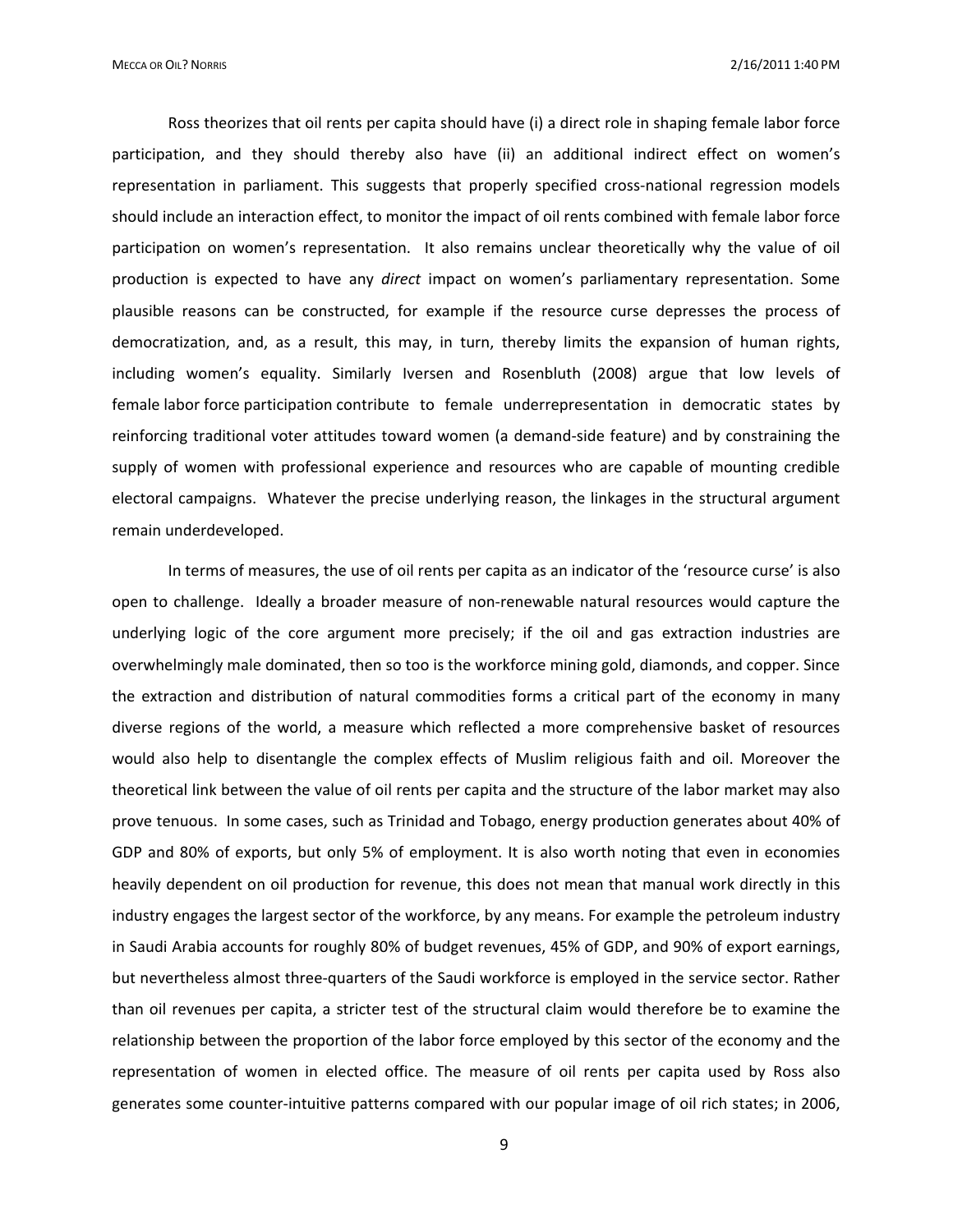Ross theorizes that oil rents per capita should have (i) a direct role in shaping female labor force participation, and they should thereby also have (ii) an additional indirect effect on women's representation in parliament. This suggests that properly specified cross-national regression models should include an interaction effect, to monitor the impact of oil rents combined with female labor force participation on women's representation. It also remains unclear theoretically why the value of oil production is expected to have any *direct* impact on women's parliamentary representation. Some plausible reasons can be constructed, for example if the resource curse depresses the process of democratization, and, as a result, this may, in turn, thereby limits the expansion of human rights, including women's equality. Similarly Iversen and Rosenbluth (2008) argue that low levels of female labor force participation contribute to female underrepresentation in democratic states by reinforcing traditional voter attitudes toward women (a demand-side feature) and by constraining the supply of women with professional experience and resources who are capable of mounting credible electoral campaigns. Whatever the precise underlying reason, the linkages in the structural argument remain underdeveloped.

In terms of measures, the use of oil rents per capita as an indicator of the 'resource curse' is also open to challenge. Ideally a broader measure of non-renewable natural resources would capture the underlying logic of the core argument more precisely; if the oil and gas extraction industries are overwhelmingly male dominated, then so too is the workforce mining gold, diamonds, and copper. Since the extraction and distribution of natural commodities forms a critical part of the economy in many diverse regions of the world, a measure which reflected a more comprehensive basket of resources would also help to disentangle the complex effects of Muslim religious faith and oil. Moreover the theoretical link between the value of oil rents per capita and the structure of the labor market may also prove tenuous. In some cases, such as Trinidad and Tobago, energy production generates about 40% of GDP and 80% of exports, but only 5% of employment. It is also worth noting that even in economies heavily dependent on oil production for revenue, this does not mean that manual work directly in this industry engages the largest sector of the workforce, by any means. For example the petroleum industry in Saudi Arabia accounts for roughly 80% of budget revenues, 45% of GDP, and 90% of export earnings, but nevertheless almost three-quarters of the Saudi workforce is employed in the service sector. Rather than oil revenues per capita, a stricter test of the structural claim would therefore be to examine the relationship between the proportion of the labor force employed by this sector of the economy and the representation of women in elected office. The measure of oil rents per capita used by Ross also generates some counter-intuitive patterns compared with our popular image of oil rich states; in 2006,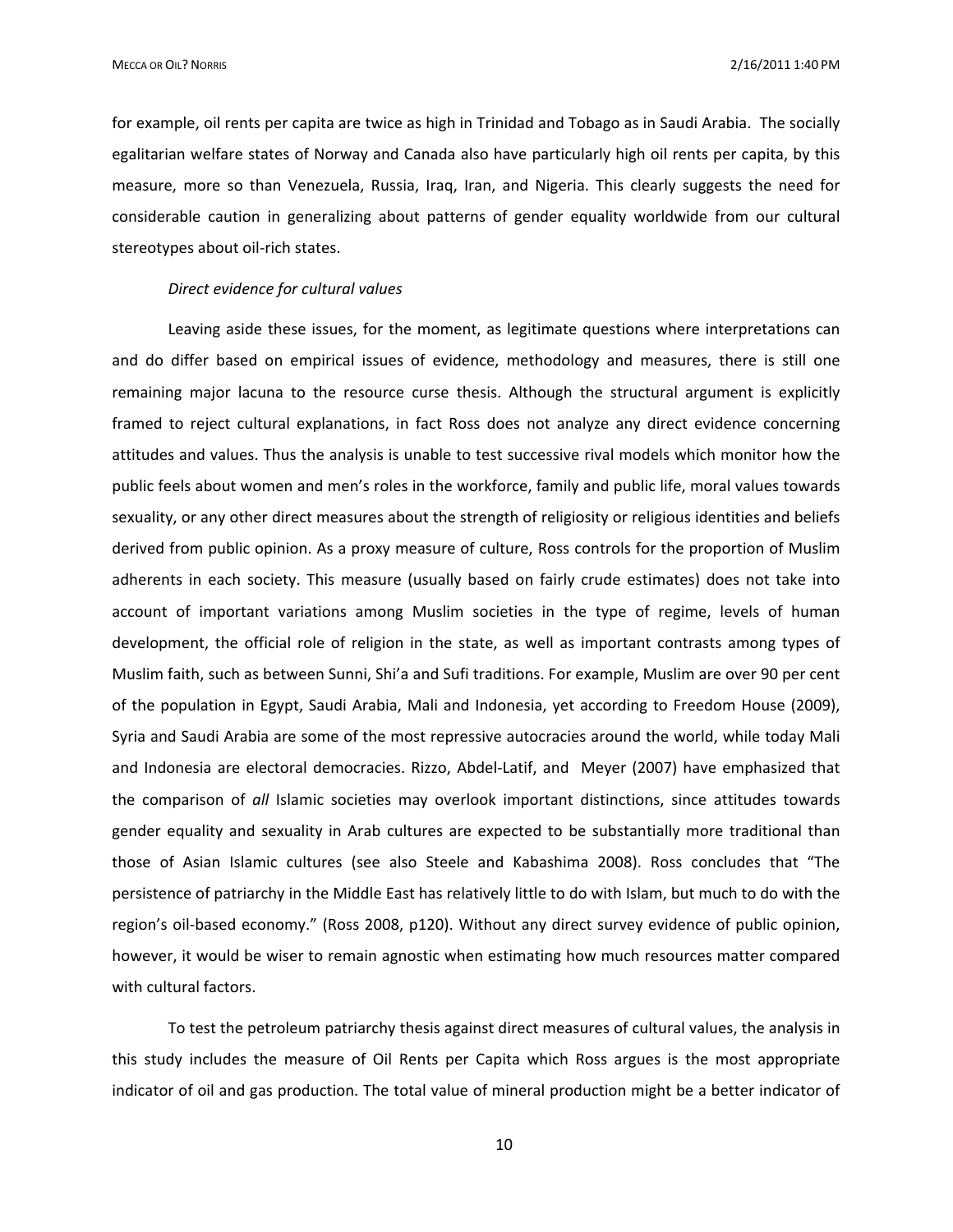for example, oil rents per capita are twice as high in Trinidad and Tobago as in Saudi Arabia. The socially egalitarian welfare states of Norway and Canada also have particularly high oil rents per capita, by this measure, more so than Venezuela, Russia, Iraq, Iran, and Nigeria. This clearly suggests the need for considerable caution in generalizing about patterns of gender equality worldwide from our cultural stereotypes about oil-rich states.

*Direct evidence for cultural values*

Leaving aside these issues, for the moment, as legitimate questions where interpretations can and do differ based on empirical issues of evidence, methodology and measures, there is still one remaining major lacuna to the resource curse thesis. Although the structural argument is explicitly framed to reject cultural explanations, in fact Ross does not analyze any direct evidence concerning attitudes and values. Thus the analysis is unable to test successive rival models which monitor how the public feels about women and men's roles in the workforce, family and public life, moral values towards sexuality, or any other direct measures about the strength of religiosity or religious identities and beliefs derived from public opinion. As a proxy measure of culture, Ross controls for the proportion of Muslim adherents in each society. This measure (usually based on fairly crude estimates) does not take into account of important variations among Muslim societies in the type of regime, levels of human development, the official role of religion in the state, as well as important contrasts among types of Muslim faith, such as between Sunni, Shi'a and Sufi traditions. For example, Muslim are over 90 per cent of the population in Egypt, Saudi Arabia, Mali and Indonesia, yet according to Freedom House (2009), Syria and Saudi Arabia are some of the most repressive autocracies around the world, while today Mali and Indonesia are electoral democracies. Rizzo, Abdel-Latif, and Meyer (2007) have emphasized that the comparison of *all* Islamic societies may overlook important distinctions, since attitudes towards gender equality and sexuality in Arab cultures are expected to be substantially more traditional than those of Asian Islamic cultures (see also Steele and Kabashima 2008). Ross concludes that "The persistence of patriarchy in the Middle East has relatively little to do with Islam, but much to do with the region's oil-based economy." (Ross 2008, p120). Without any direct survey evidence of public opinion, however, it would be wiser to remain agnostic when estimating how much resources matter compared with cultural factors.

To test the petroleum patriarchy thesis against direct measures of cultural values, the analysis in this study includes the measure of Oil Rents per Capita which Ross argues is the most appropriate indicator of oil and gas production. The total value of mineral production might be a better indicator of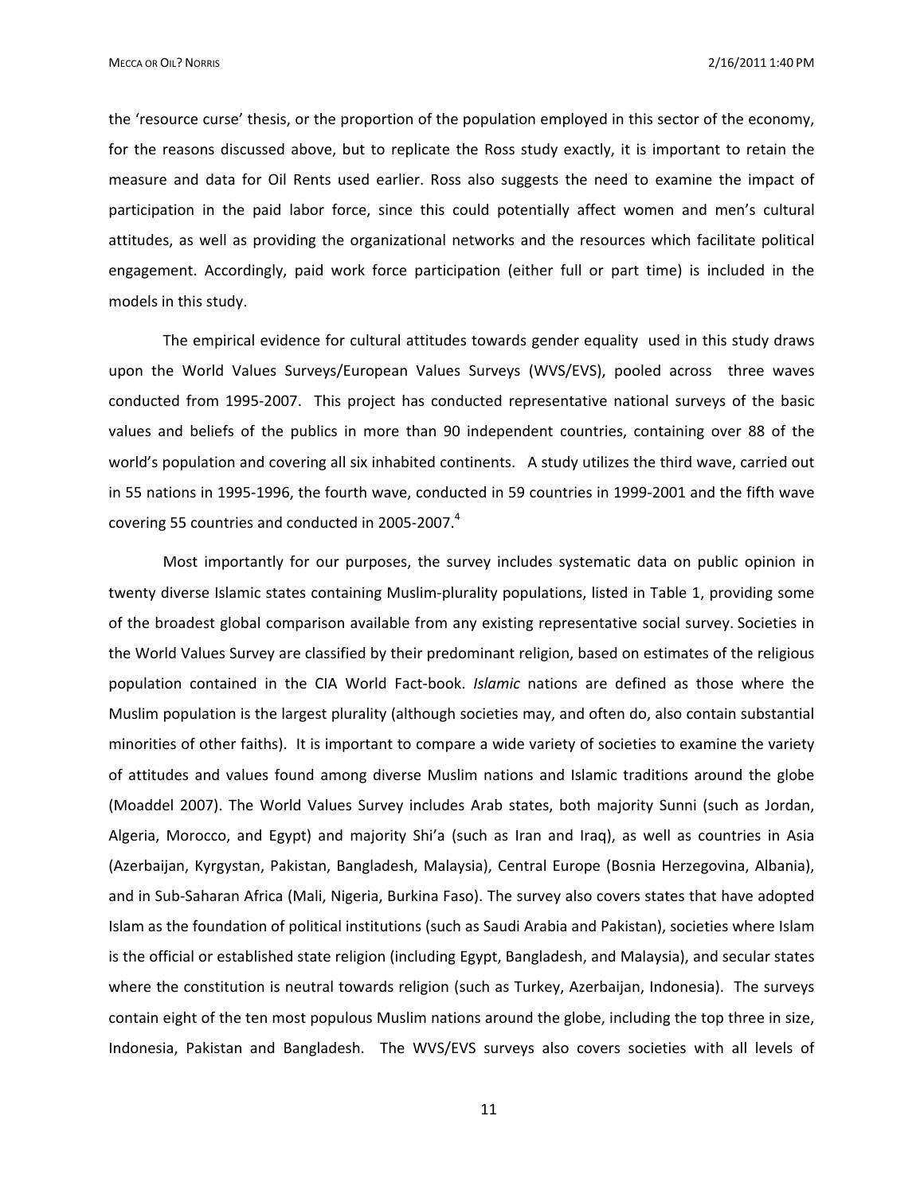the 'resource curse' thesis, or the proportion of the population employed in this sector of the economy, for the reasons discussed above, but to replicate the Ross study exactly, it is important to retain the measure and data for Oil Rents used earlier. Ross also suggests the need to examine the impact of participation in the paid labor force, since this could potentially affect women and men's cultural attitudes, as well as providing the organizational networks and the resources which facilitate political engagement. Accordingly, paid work force participation (either full or part time) is included in the models in this study.

The empirical evidence for cultural attitudes towards gender equality used in this study draws upon the World Values Surveys/European Values Surveys (WVS/EVS), pooled across three waves conducted from 1995-2007. This project has conducted representative national surveys of the basic values and beliefs of the publics in more than 90 independent countries, containing over 88 of the world's population and covering all six inhabited continents. A study utilizes the third wave, carried out in 55 nations in 1995-1996, the fourth wave, conducted in 59 countries in 1999-2001 and the fifth wave covering 55 countries and conducted in 2005-2007.[4]

Most importantly for our purposes, the survey includes systematic data on public opinion in twenty diverse Islamic states containing Muslim-plurality populations, listed in Table 1, providing some of the broadest global comparison available from any existing representative social survey. Societies in the World Values Survey are classified by their predominant religion, based on estimates of the religious population contained in the CIA World Fact-book. *Islamic* nations are defined as those where the Muslim population is the largest plurality (although societies may, and often do, also contain substantial minorities of other faiths). It is important to compare a wide variety of societies to examine the variety of attitudes and values found among diverse Muslim nations and Islamic traditions around the globe (Moaddel 2007). The World Values Survey includes Arab states, both majority Sunni (such as Jordan, Algeria, Morocco, and Egypt) and majority Shi'a (such as Iran and Iraq), as well as countries in Asia (Azerbaijan, Kyrgystan, Pakistan, Bangladesh, Malaysia), Central Europe (Bosnia Herzegovina, Albania), and in Sub-Saharan Africa (Mali, Nigeria, Burkina Faso). The survey also covers states that have adopted Islam as the foundation of political institutions (such as Saudi Arabia and Pakistan), societies where Islam is the official or established state religion (including Egypt, Bangladesh, and Malaysia), and secular states where the constitution is neutral towards religion (such as Turkey, Azerbaijan, Indonesia). The surveys contain eight of the ten most populous Muslim nations around the globe, including the top three in size, Indonesia, Pakistan and Bangladesh. The WVS/EVS surveys also covers societies with all levels of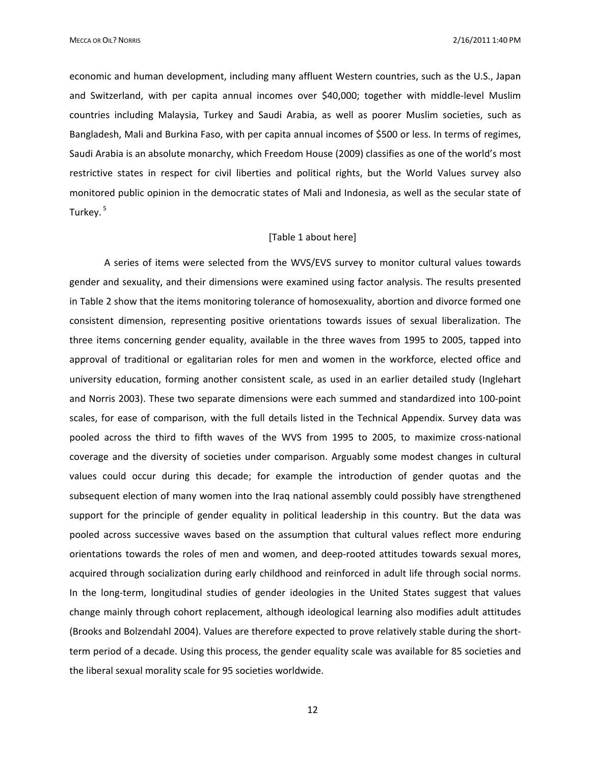economic and human development, including many affluent Western countries, such as the U.S., Japan and Switzerland, with per capita annual incomes over $40,000; together with middle-level Muslim countries including Malaysia, Turkey and Saudi Arabia, as well as poorer Muslim societies, such as Bangladesh, Mali and Burkina Faso, with per capita annual incomes of $500 or less. In terms of regimes, Saudi Arabia is an absolute monarchy, which Freedom House (2009) classifies as one of the world's most restrictive states in respect for civil liberties and political rights, but the World Values survey also monitored public opinion in the democratic states of Mali and Indonesia, as well as the secular state of Turkey. [5]

[Table 1 about here]

A series of items were selected from the WVS/EVS survey to monitor cultural values towards gender and sexuality, and their dimensions were examined using factor analysis. The results presented in Table 2 show that the items monitoring tolerance of homosexuality, abortion and divorce formed one consistent dimension, representing positive orientations towards issues of sexual liberalization. The three items concerning gender equality, available in the three waves from 1995 to 2005, tapped into approval of traditional or egalitarian roles for men and women in the workforce, elected office and university education, forming another consistent scale, as used in an earlier detailed study (Inglehart and Norris 2003). These two separate dimensions were each summed and standardized into 100-point scales, for ease of comparison, with the full details listed in the Technical Appendix. Survey data was pooled across the third to fifth waves of the WVS from 1995 to 2005, to maximize cross-national coverage and the diversity of societies under comparison. Arguably some modest changes in cultural values could occur during this decade; for example the introduction of gender quotas and the subsequent election of many women into the Iraq national assembly could possibly have strengthened support for the principle of gender equality in political leadership in this country. But the data was pooled across successive waves based on the assumption that cultural values reflect more enduring orientations towards the roles of men and women, and deep-rooted attitudes towards sexual mores, acquired through socialization during early childhood and reinforced in adult life through social norms. In the long-term, longitudinal studies of gender ideologies in the United States suggest that values change mainly through cohort replacement, although ideological learning also modifies adult attitudes (Brooks and Bolzendahl 2004). Values are therefore expected to prove relatively stable during the short-term period of a decade. Using this process, the gender equality scale was available for 85 societies and the liberal sexual morality scale for 95 societies worldwide.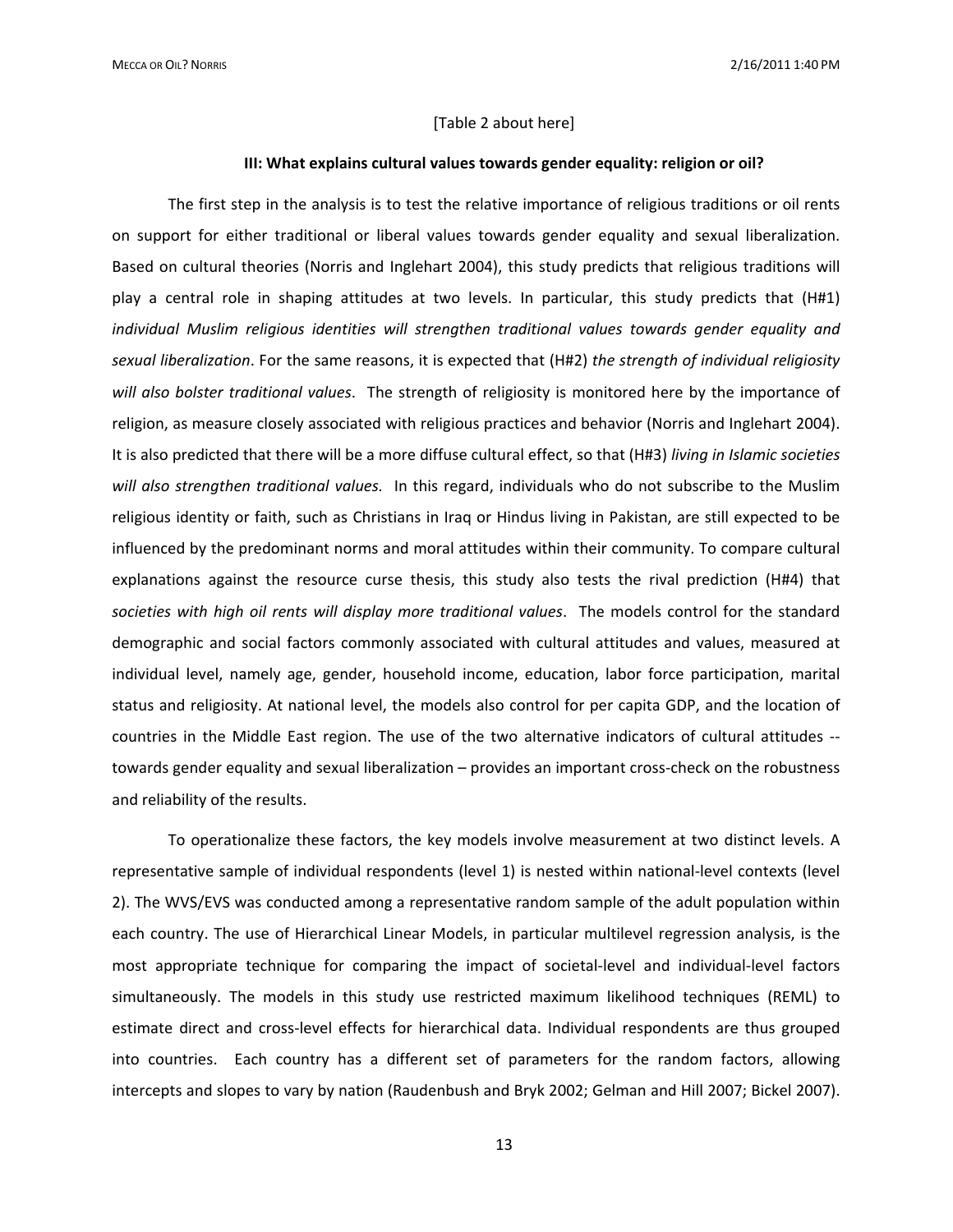[Table 2 about here]

### III: What explains cultural values towards gender equality: religion or oil?

The first step in the analysis is to test the relative importance of religious traditions or oil rents on support for either traditional or liberal values towards gender equality and sexual liberalization. Based on cultural theories (Norris and Inglehart 2004), this study predicts that religious traditions will play a central role in shaping attitudes at two levels. In particular, this study predicts that (H#1) *individual Muslim religious identities will strengthen traditional values towards gender equality and sexual liberalization*. For the same reasons, it is expected that (H#2) *the strength of individual religiosity will also bolster traditional values*. The strength of religiosity is monitored here by the importance of religion, as measure closely associated with religious practices and behavior (Norris and Inglehart 2004). It is also predicted that there will be a more diffuse cultural effect, so that (H#3) *living in Islamic societies will also strengthen traditional values.* In this regard, individuals who do not subscribe to the Muslim religious identity or faith, such as Christians in Iraq or Hindus living in Pakistan, are still expected to be influenced by the predominant norms and moral attitudes within their community. To compare cultural explanations against the resource curse thesis, this study also tests the rival prediction (H#4) that *societies with high oil rents will display more traditional values*. The models control for the standard demographic and social factors commonly associated with cultural attitudes and values, measured at individual level, namely age, gender, household income, education, labor force participation, marital status and religiosity. At national level, the models also control for per capita GDP, and the location of countries in the Middle East region. The use of the two alternative indicators of cultural attitudes -- towards gender equality and sexual liberalization – provides an important cross-check on the robustness and reliability of the results.

To operationalize these factors, the key models involve measurement at two distinct levels. A representative sample of individual respondents (level 1) is nested within national-level contexts (level 2). The WVS/EVS was conducted among a representative random sample of the adult population within each country. The use of Hierarchical Linear Models, in particular multilevel regression analysis, is the most appropriate technique for comparing the impact of societal-level and individual-level factors simultaneously. The models in this study use restricted maximum likelihood techniques (REML) to estimate direct and cross-level effects for hierarchical data. Individual respondents are thus grouped into countries. Each country has a different set of parameters for the random factors, allowing intercepts and slopes to vary by nation (Raudenbush and Bryk 2002; Gelman and Hill 2007; Bickel 2007).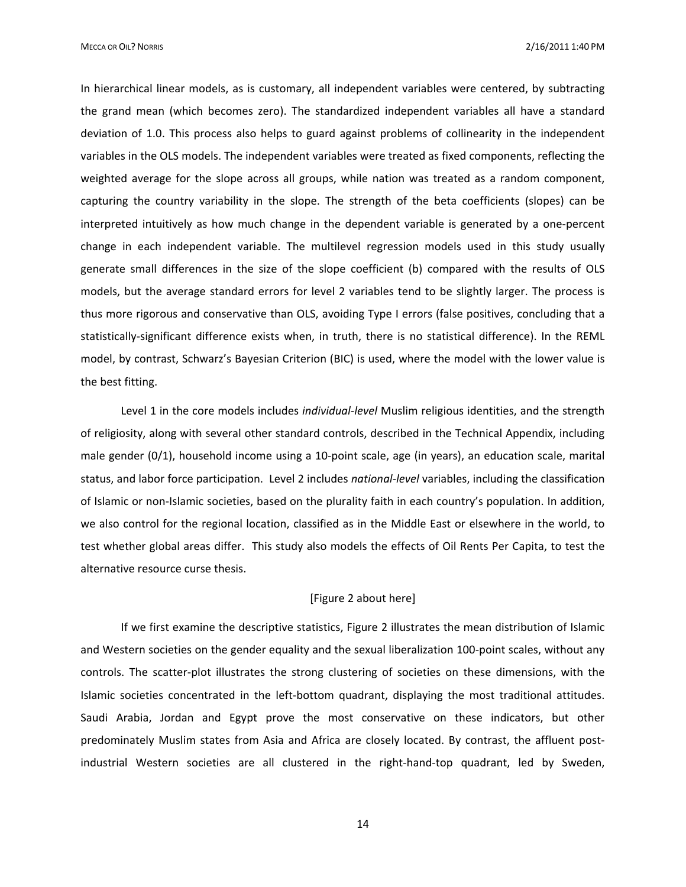In hierarchical linear models, as is customary, all independent variables were centered, by subtracting the grand mean (which becomes zero). The standardized independent variables all have a standard deviation of 1.0. This process also helps to guard against problems of collinearity in the independent variables in the OLS models. The independent variables were treated as fixed components, reflecting the weighted average for the slope across all groups, while nation was treated as a random component, capturing the country variability in the slope. The strength of the beta coefficients (slopes) can be interpreted intuitively as how much change in the dependent variable is generated by a one-percent change in each independent variable. The multilevel regression models used in this study usually generate small differences in the size of the slope coefficient (b) compared with the results of OLS models, but the average standard errors for level 2 variables tend to be slightly larger. The process is thus more rigorous and conservative than OLS, avoiding Type I errors (false positives, concluding that a statistically-significant difference exists when, in truth, there is no statistical difference). In the REML model, by contrast, Schwarz's Bayesian Criterion (BIC) is used, where the model with the lower value is the best fitting.

Level 1 in the core models includes *individual-level* Muslim religious identities, and the strength of religiosity, along with several other standard controls, described in the Technical Appendix, including male gender (0/1), household income using a 10-point scale, age (in years), an education scale, marital status, and labor force participation. Level 2 includes *national-level* variables, including the classification of Islamic or non-Islamic societies, based on the plurality faith in each country's population. In addition, we also control for the regional location, classified as in the Middle East or elsewhere in the world, to test whether global areas differ. This study also models the effects of Oil Rents Per Capita, to test the alternative resource curse thesis.

[Figure 2 about here]

If we first examine the descriptive statistics, Figure 2 illustrates the mean distribution of Islamic and Western societies on the gender equality and the sexual liberalization 100-point scales, without any controls. The scatter-plot illustrates the strong clustering of societies on these dimensions, with the Islamic societies concentrated in the left-bottom quadrant, displaying the most traditional attitudes. Saudi Arabia, Jordan and Egypt prove the most conservative on these indicators, but other predominately Muslim states from Asia and Africa are closely located. By contrast, the affluent post-industrial Western societies are all clustered in the right-hand-top quadrant, led by Sweden,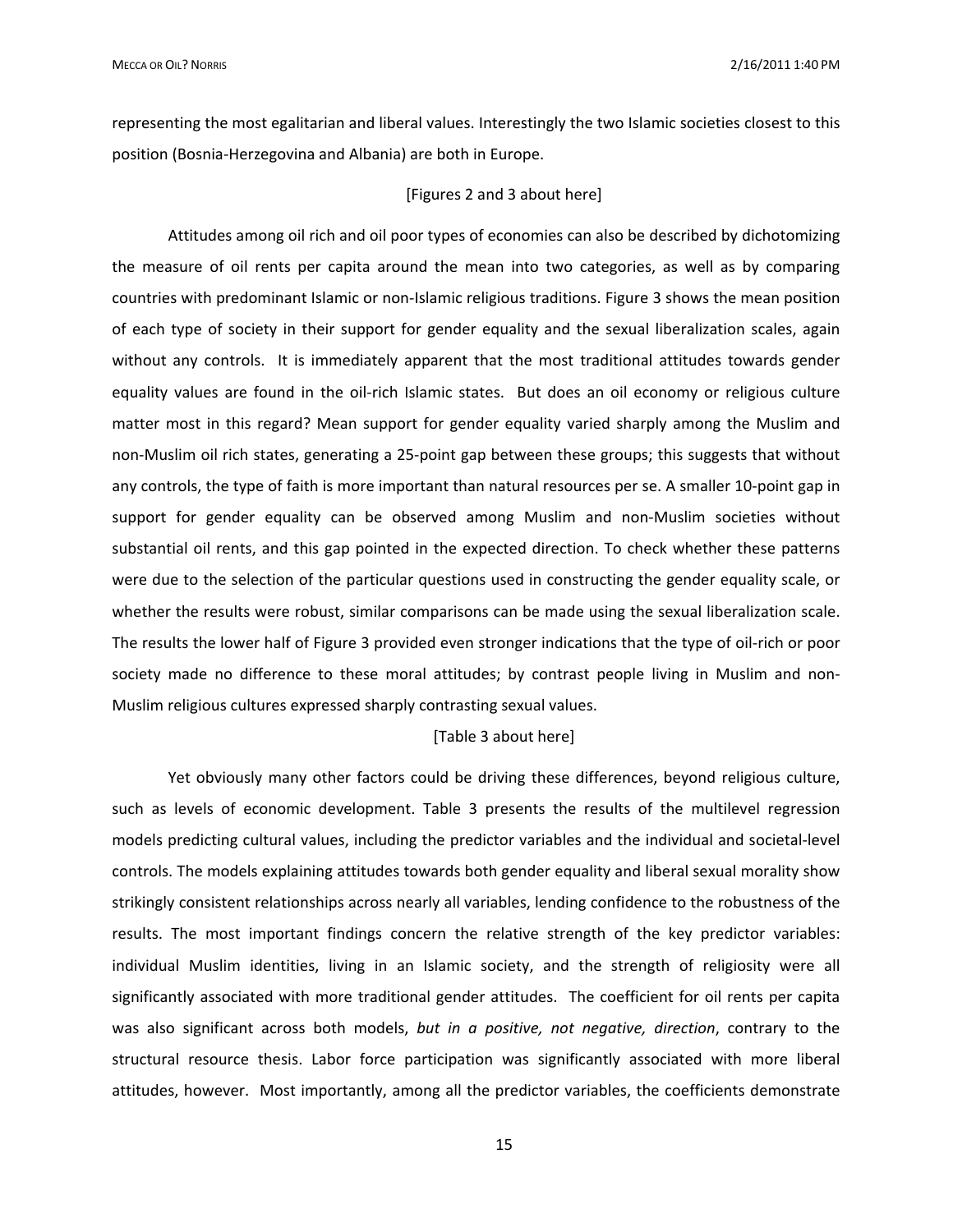representing the most egalitarian and liberal values. Interestingly the two Islamic societies closest to this position (Bosnia-Herzegovina and Albania) are both in Europe.

[Figures 2 and 3 about here]

Attitudes among oil rich and oil poor types of economies can also be described by dichotomizing the measure of oil rents per capita around the mean into two categories, as well as by comparing countries with predominant Islamic or non-Islamic religious traditions. Figure 3 shows the mean position of each type of society in their support for gender equality and the sexual liberalization scales, again without any controls. It is immediately apparent that the most traditional attitudes towards gender equality values are found in the oil-rich Islamic states. But does an oil economy or religious culture matter most in this regard? Mean support for gender equality varied sharply among the Muslim and non-Muslim oil rich states, generating a 25-point gap between these groups; this suggests that without any controls, the type of faith is more important than natural resources per se. A smaller 10-point gap in support for gender equality can be observed among Muslim and non-Muslim societies without substantial oil rents, and this gap pointed in the expected direction. To check whether these patterns were due to the selection of the particular questions used in constructing the gender equality scale, or whether the results were robust, similar comparisons can be made using the sexual liberalization scale. The results the lower half of Figure 3 provided even stronger indications that the type of oil-rich or poor society made no difference to these moral attitudes; by contrast people living in Muslim and non-Muslim religious cultures expressed sharply contrasting sexual values.

[Table 3 about here]

Yet obviously many other factors could be driving these differences, beyond religious culture, such as levels of economic development. Table 3 presents the results of the multilevel regression models predicting cultural values, including the predictor variables and the individual and societal-level controls. The models explaining attitudes towards both gender equality and liberal sexual morality show strikingly consistent relationships across nearly all variables, lending confidence to the robustness of the results. The most important findings concern the relative strength of the key predictor variables: individual Muslim identities, living in an Islamic society, and the strength of religiosity were all significantly associated with more traditional gender attitudes. The coefficient for oil rents per capita was also significant across both models, *but in a positive, not negative, direction*, contrary to the structural resource thesis. Labor force participation was significantly associated with more liberal attitudes, however. Most importantly, among all the predictor variables, the coefficients demonstrate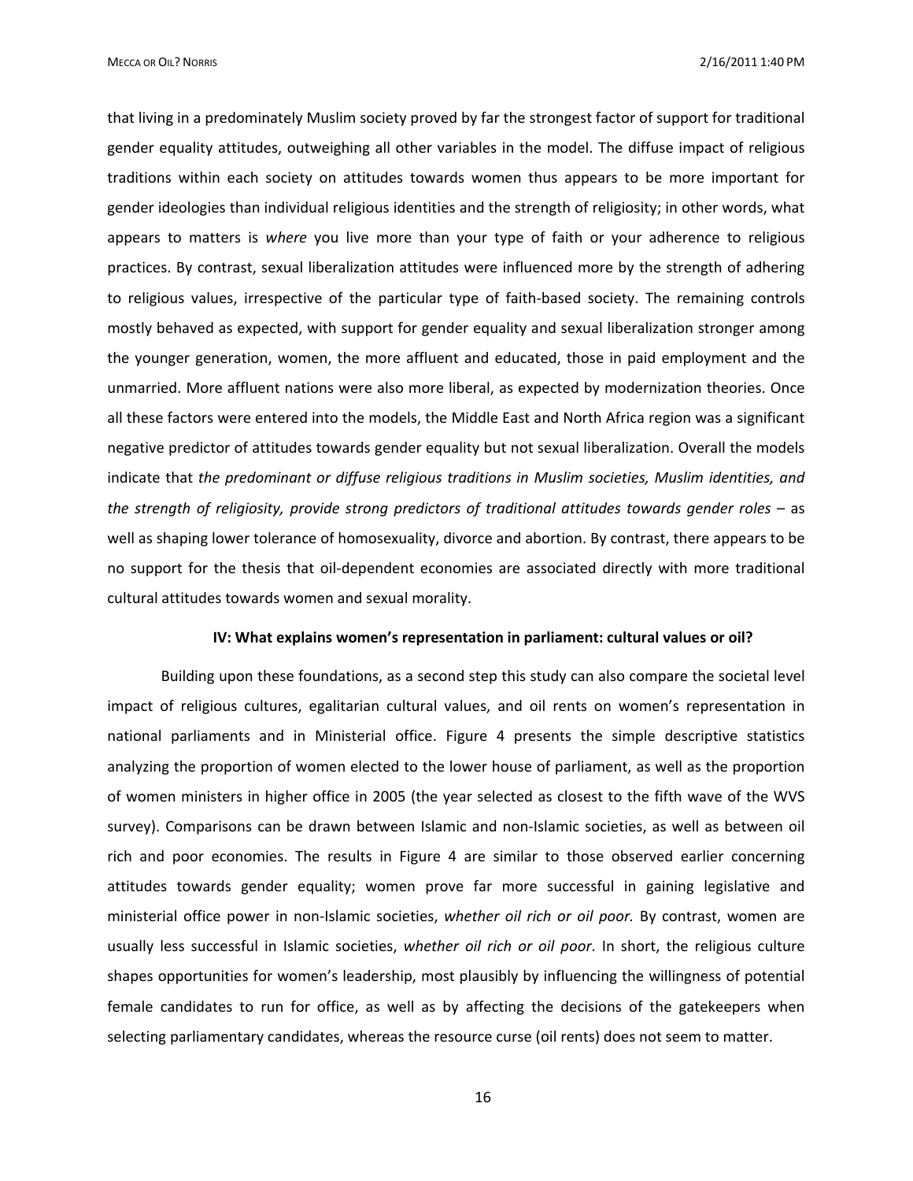that living in a predominately Muslim society proved by far the strongest factor of support for traditional gender equality attitudes, outweighing all other variables in the model. The diffuse impact of religious traditions within each society on attitudes towards women thus appears to be more important for gender ideologies than individual religious identities and the strength of religiosity; in other words, what appears to matters is *where* you live more than your type of faith or your adherence to religious practices. By contrast, sexual liberalization attitudes were influenced more by the strength of adhering to religious values, irrespective of the particular type of faith-based society. The remaining controls mostly behaved as expected, with support for gender equality and sexual liberalization stronger among the younger generation, women, the more affluent and educated, those in paid employment and the unmarried. More affluent nations were also more liberal, as expected by modernization theories. Once all these factors were entered into the models, the Middle East and North Africa region was a significant negative predictor of attitudes towards gender equality but not sexual liberalization. Overall the models indicate that *the predominant or diffuse religious traditions in Muslim societies, Muslim identities, and the strength of religiosity, provide strong predictors of traditional attitudes towards gender roles* – as well as shaping lower tolerance of homosexuality, divorce and abortion. By contrast, there appears to be no support for the thesis that oil-dependent economies are associated directly with more traditional cultural attitudes towards women and sexual morality.

### IV: What explains women's representation in parliament: cultural values or oil?

Building upon these foundations, as a second step this study can also compare the societal level impact of religious cultures, egalitarian cultural values, and oil rents on women's representation in national parliaments and in Ministerial office. Figure 4 presents the simple descriptive statistics analyzing the proportion of women elected to the lower house of parliament, as well as the proportion of women ministers in higher office in 2005 (the year selected as closest to the fifth wave of the WVS survey). Comparisons can be drawn between Islamic and non-Islamic societies, as well as between oil rich and poor economies. The results in Figure 4 are similar to those observed earlier concerning attitudes towards gender equality; women prove far more successful in gaining legislative and ministerial office power in non-Islamic societies, *whether oil rich or oil poor.* By contrast, women are usually less successful in Islamic societies, *whether oil rich or oil poor*. In short, the religious culture shapes opportunities for women's leadership, most plausibly by influencing the willingness of potential female candidates to run for office, as well as by affecting the decisions of the gatekeepers when selecting parliamentary candidates, whereas the resource curse (oil rents) does not seem to matter.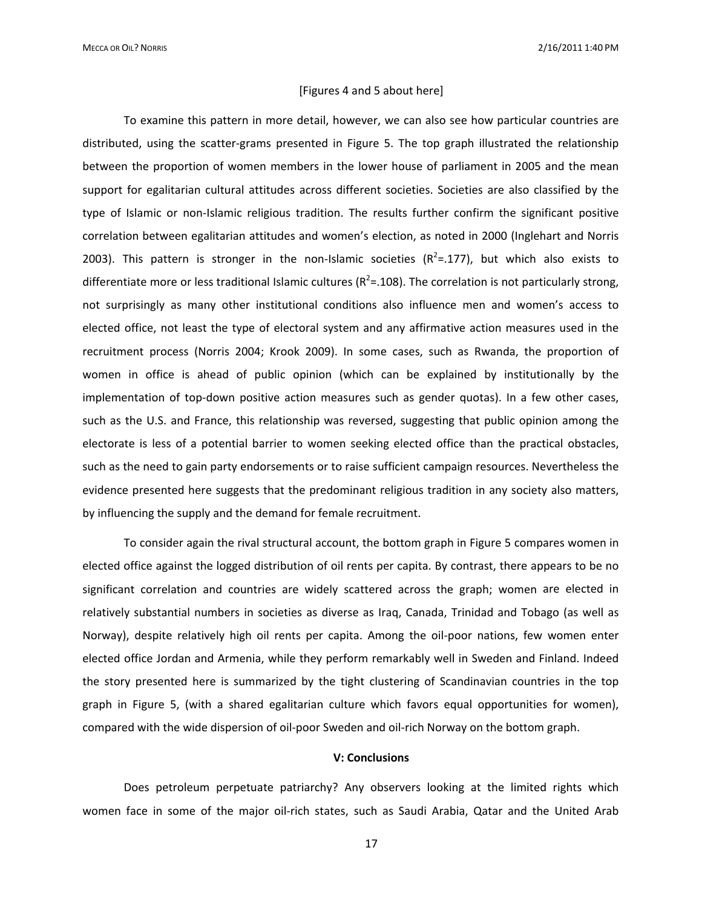[Figures 4 and 5 about here]

To examine this pattern in more detail, however, we can also see how particular countries are distributed, using the scatter-grams presented in Figure 5. The top graph illustrated the relationship between the proportion of women members in the lower house of parliament in 2005 and the mean support for egalitarian cultural attitudes across different societies. Societies are also classified by the type of Islamic or non-Islamic religious tradition. The results further confirm the significant positive correlation between egalitarian attitudes and women's election, as noted in 2000 (Inglehart and Norris 2003). This pattern is stronger in the non-Islamic societies ($R^2$=.177), but which also exists to differentiate more or less traditional Islamic cultures ($R^2$=.108). The correlation is not particularly strong, not surprisingly as many other institutional conditions also influence men and women's access to elected office, not least the type of electoral system and any affirmative action measures used in the recruitment process (Norris 2004; Krook 2009). In some cases, such as Rwanda, the proportion of women in office is ahead of public opinion (which can be explained by institutionally by the implementation of top-down positive action measures such as gender quotas). In a few other cases, such as the U.S. and France, this relationship was reversed, suggesting that public opinion among the electorate is less of a potential barrier to women seeking elected office than the practical obstacles, such as the need to gain party endorsements or to raise sufficient campaign resources. Nevertheless the evidence presented here suggests that the predominant religious tradition in any society also matters, by influencing the supply and the demand for female recruitment.

To consider again the rival structural account, the bottom graph in Figure 5 compares women in elected office against the logged distribution of oil rents per capita. By contrast, there appears to be no significant correlation and countries are widely scattered across the graph; women are elected in relatively substantial numbers in societies as diverse as Iraq, Canada, Trinidad and Tobago (as well as Norway), despite relatively high oil rents per capita. Among the oil-poor nations, few women enter elected office Jordan and Armenia, while they perform remarkably well in Sweden and Finland. Indeed the story presented here is summarized by the tight clustering of Scandinavian countries in the top graph in Figure 5, (with a shared egalitarian culture which favors equal opportunities for women), compared with the wide dispersion of oil-poor Sweden and oil-rich Norway on the bottom graph.

## V: Conclusions

Does petroleum perpetuate patriarchy? Any observers looking at the limited rights which women face in some of the major oil-rich states, such as Saudi Arabia, Qatar and the United Arab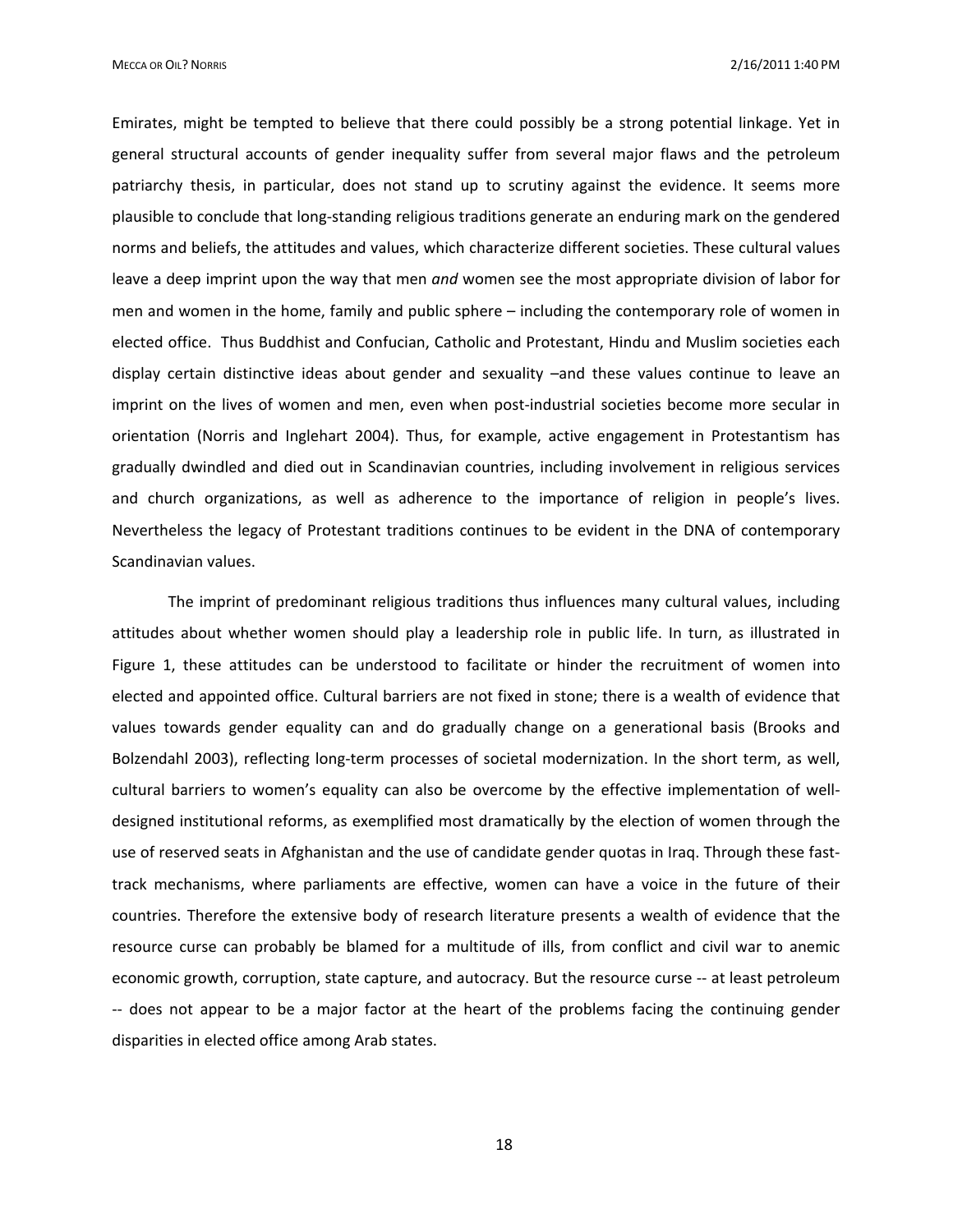Emirates, might be tempted to believe that there could possibly be a strong potential linkage. Yet in general structural accounts of gender inequality suffer from several major flaws and the petroleum patriarchy thesis, in particular, does not stand up to scrutiny against the evidence. It seems more plausible to conclude that long-standing religious traditions generate an enduring mark on the gendered norms and beliefs, the attitudes and values, which characterize different societies. These cultural values leave a deep imprint upon the way that men *and* women see the most appropriate division of labor for men and women in the home, family and public sphere – including the contemporary role of women in elected office. Thus Buddhist and Confucian, Catholic and Protestant, Hindu and Muslim societies each display certain distinctive ideas about gender and sexuality –and these values continue to leave an imprint on the lives of women and men, even when post-industrial societies become more secular in orientation (Norris and Inglehart 2004). Thus, for example, active engagement in Protestantism has gradually dwindled and died out in Scandinavian countries, including involvement in religious services and church organizations, as well as adherence to the importance of religion in people's lives. Nevertheless the legacy of Protestant traditions continues to be evident in the DNA of contemporary Scandinavian values.

The imprint of predominant religious traditions thus influences many cultural values, including attitudes about whether women should play a leadership role in public life. In turn, as illustrated in Figure 1, these attitudes can be understood to facilitate or hinder the recruitment of women into elected and appointed office. Cultural barriers are not fixed in stone; there is a wealth of evidence that values towards gender equality can and do gradually change on a generational basis (Brooks and Bolzendahl 2003), reflecting long-term processes of societal modernization. In the short term, as well, cultural barriers to women's equality can also be overcome by the effective implementation of well-designed institutional reforms, as exemplified most dramatically by the election of women through the use of reserved seats in Afghanistan and the use of candidate gender quotas in Iraq. Through these fast-track mechanisms, where parliaments are effective, women can have a voice in the future of their countries. Therefore the extensive body of research literature presents a wealth of evidence that the resource curse can probably be blamed for a multitude of ills, from conflict and civil war to anemic economic growth, corruption, state capture, and autocracy. But the resource curse -- at least petroleum -- does not appear to be a major factor at the heart of the problems facing the continuing gender disparities in elected office among Arab states.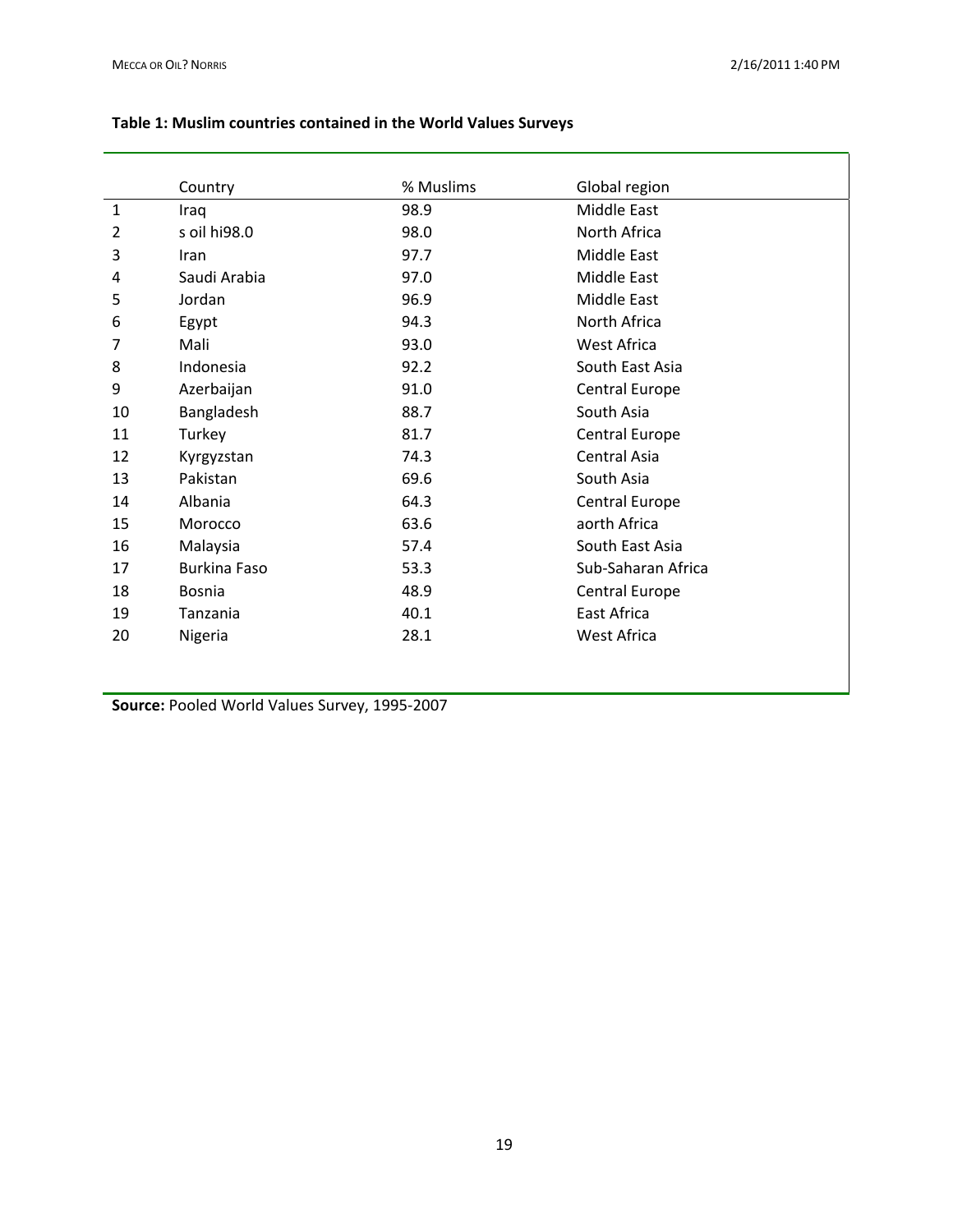**Table 1: Muslim countries contained in the World Values Surveys**

| | Country | % Muslims | Global region |
|---|---|---|---|
| 1 | Iraq | 98.9 | Middle East |
| 2 | s oil hi98.0 | 98.0 | North Africa |
| 3 | Iran | 97.7 | Middle East |
| 4 | Saudi Arabia | 97.0 | Middle East |
| 5 | Jordan | 96.9 | Middle East |
| 6 | Egypt | 94.3 | North Africa |
| 7 | Mali | 93.0 | West Africa |
| 8 | Indonesia | 92.2 | South East Asia |
| 9 | Azerbaijan | 91.0 | Central Europe |
| 10 | Bangladesh | 88.7 | South Asia |
| 11 | Turkey | 81.7 | Central Europe |
| 12 | Kyrgyzstan | 74.3 | Central Asia |
| 13 | Pakistan | 69.6 | South Asia |
| 14 | Albania | 64.3 | Central Europe |
| 15 | Morocco | 63.6 | aorth Africa |
| 16 | Malaysia | 57.4 | South East Asia |
| 17 | Burkina Faso | 53.3 | Sub-Saharan Africa |
| 18 | Bosnia | 48.9 | Central Europe |
| 19 | Tanzania | 40.1 | East Africa |
| 20 | Nigeria | 28.1 | West Africa |

**Source:** Pooled World Values Survey, 1995-2007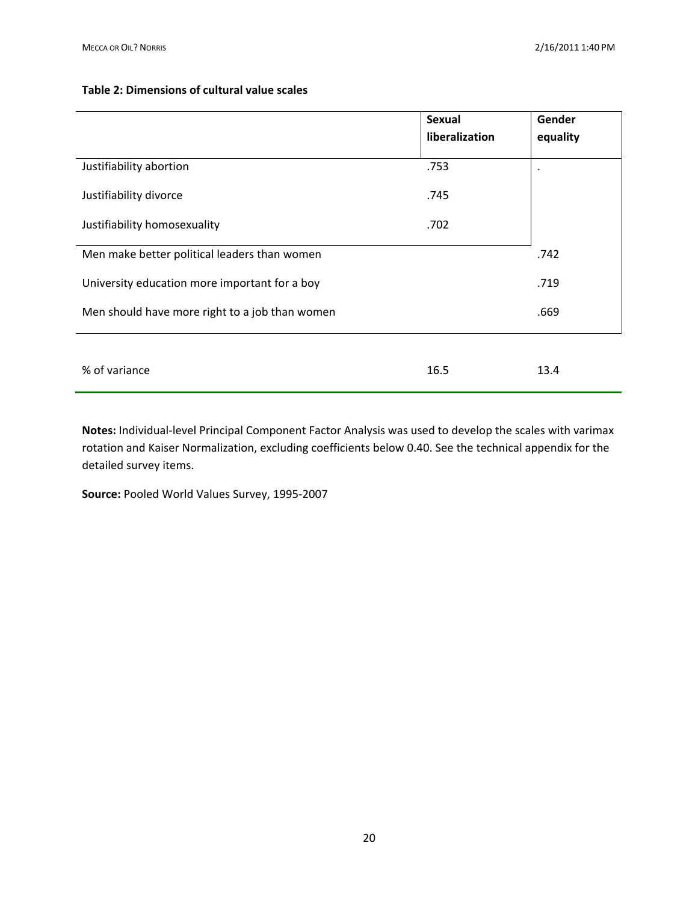**Table 2: Dimensions of cultural value scales**

| | Sexual liberalization | Gender equality |
|---|---|---|
| Justifiability abortion | .753 | . |
| Justifiability divorce | .745 | |
| Justifiability homosexuality | .702 | |
| Men make better political leaders than women | | .742 |
| University education more important for a boy | | .719 |
| Men should have more right to a job than women | | .669 |
| % of variance | 16.5 | 13.4 |

**Notes:** Individual-level Principal Component Factor Analysis was used to develop the scales with varimax rotation and Kaiser Normalization, excluding coefficients below 0.40. See the technical appendix for the detailed survey items.

**Source:** Pooled World Values Survey, 1995-2007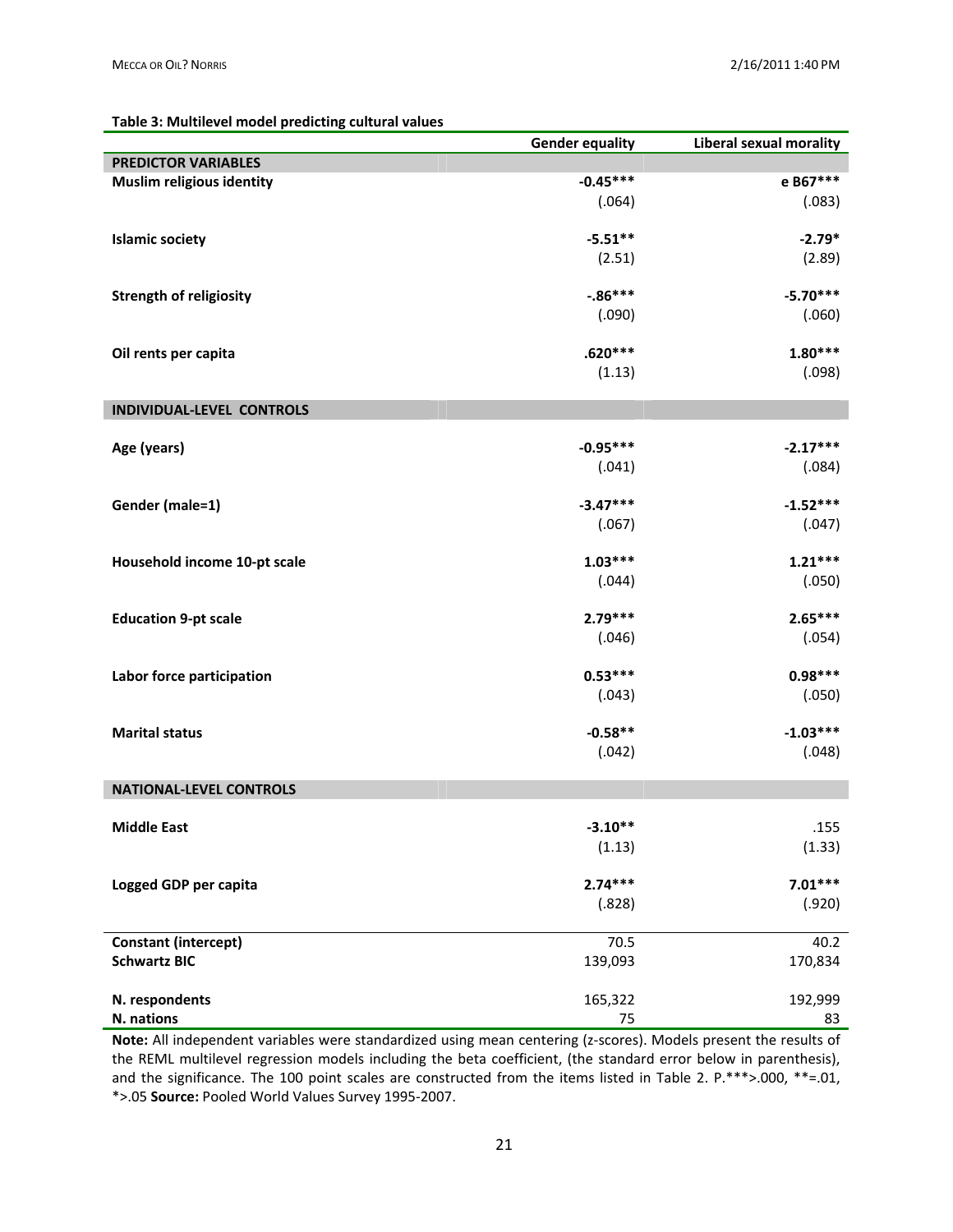**Table 3: Multilevel model predicting cultural values**

| | Gender equality | Liberal sexual morality |
|---|---|---|
| **PREDICTOR VARIABLES** | | |
| **Muslim religious identity** | **-0.45*** ** | **e B67*** ** |
| | (.064) | (.083) |
| **Islamic society** | **-5.51** ** | **-2.79*** |
| | (2.51) | (2.89) |
| **Strength of religiosity** | **-.86*** ** | **-5.70*** ** |
| | (.090) | (.060) |
| **Oil rents per capita** | **.620*** ** | **1.80*** ** |
| | (1.13) | (.098) |
| **INDIVIDUAL-LEVEL CONTROLS** | | |
| **Age (years)** | **-0.95*** ** | **-2.17*** ** |
| | (.041) | (.084) |
| **Gender (male=1)** | **-3.47*** ** | **-1.52*** ** |
| | (.067) | (.047) |
| **Household income 10-pt scale** | **1.03*** ** | **1.21*** ** |
| | (.044) | (.050) |
| **Education 9-pt scale** | **2.79*** ** | **2.65*** ** |
| | (.046) | (.054) |
| **Labor force participation** | **0.53*** ** | **0.98*** ** |
| | (.043) | (.050) |
| **Marital status** | **-0.58** ** | **-1.03*** ** |
| | (.042) | (.048) |
| **NATIONAL-LEVEL CONTROLS** | | |
| **Middle East** | **-3.10** ** | .155 |
| | (1.13) | (1.33) |
| **Logged GDP per capita** | **2.74*** ** | **7.01*** ** |
| | (.828) | (.920) |
| **Constant (intercept)** | 70.5 | 40.2 |
| **Schwartz BIC** | 139,093 | 170,834 |
| **N. respondents** | 165,322 | 192,999 |
| **N. nations** | 75 | 83 |

**Note:** All independent variables were standardized using mean centering (z-scores). Models present the results of the REML multilevel regression models including the beta coefficient, (the standard error below in parenthesis), and the significance. The 100 point scales are constructed from the items listed in Table 2. P.***>.000, **=.01, *>.05 **Source:** Pooled World Values Survey 1995-2007.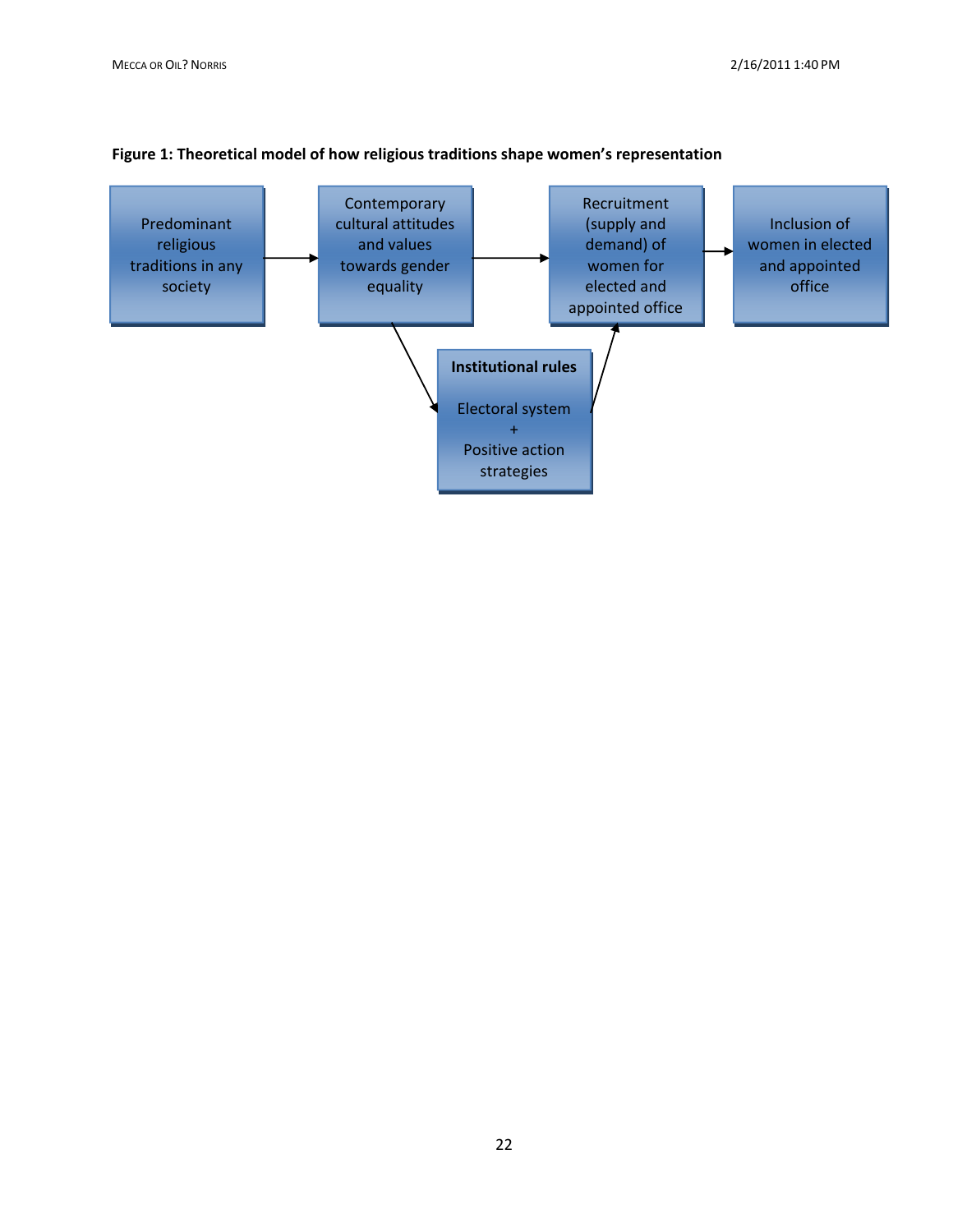**Figure 1: Theoretical model of how religious traditions shape women's representation**

Predominant religious traditions in any society → Contemporary cultural attitudes and values towards gender equality → Recruitment (supply and demand) of women for elected and appointed office → Inclusion of women in elected and appointed office

Contemporary cultural attitudes and values towards gender equality → **Institutional rules**: Electoral system + Positive action strategies → Recruitment (supply and demand) of women for elected and appointed office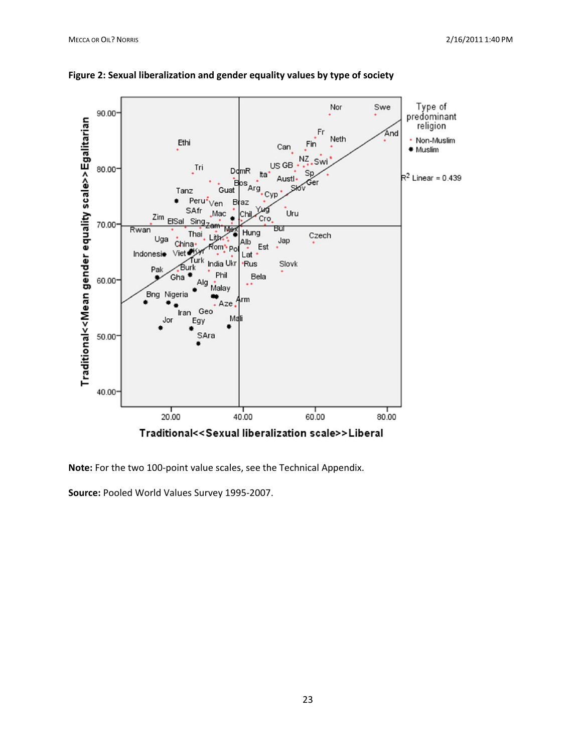**Figure 2: Sexual liberalization and gender equality values by type of society**

**Note:** For the two 100-point value scales, see the Technical Appendix.

**Source:** Pooled World Values Survey 1995-2007.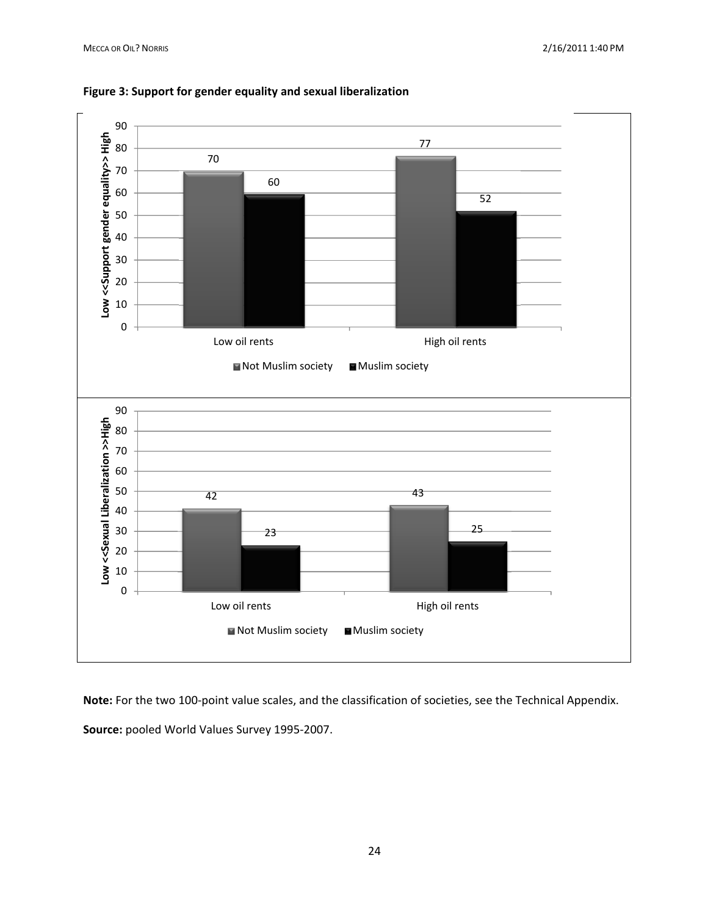**Figure 3: Support for gender equality and sexual liberalization**

| Low <<Support gender equality>> High | Not Muslim society | Muslim society |
| --- | --- | --- |
| Low oil rents | 70 | 60 |
| High oil rents | 77 | 52 |

| Low <<Sexual Liberalization >>High | Not Muslim society | Muslim society |
| --- | --- | --- |
| Low oil rents | 42 | 23 |
| High oil rents | 43 | 25 |

**Note:** For the two 100-point value scales, and the classification of societies, see the Technical Appendix.

**Source:** pooled World Values Survey 1995-2007.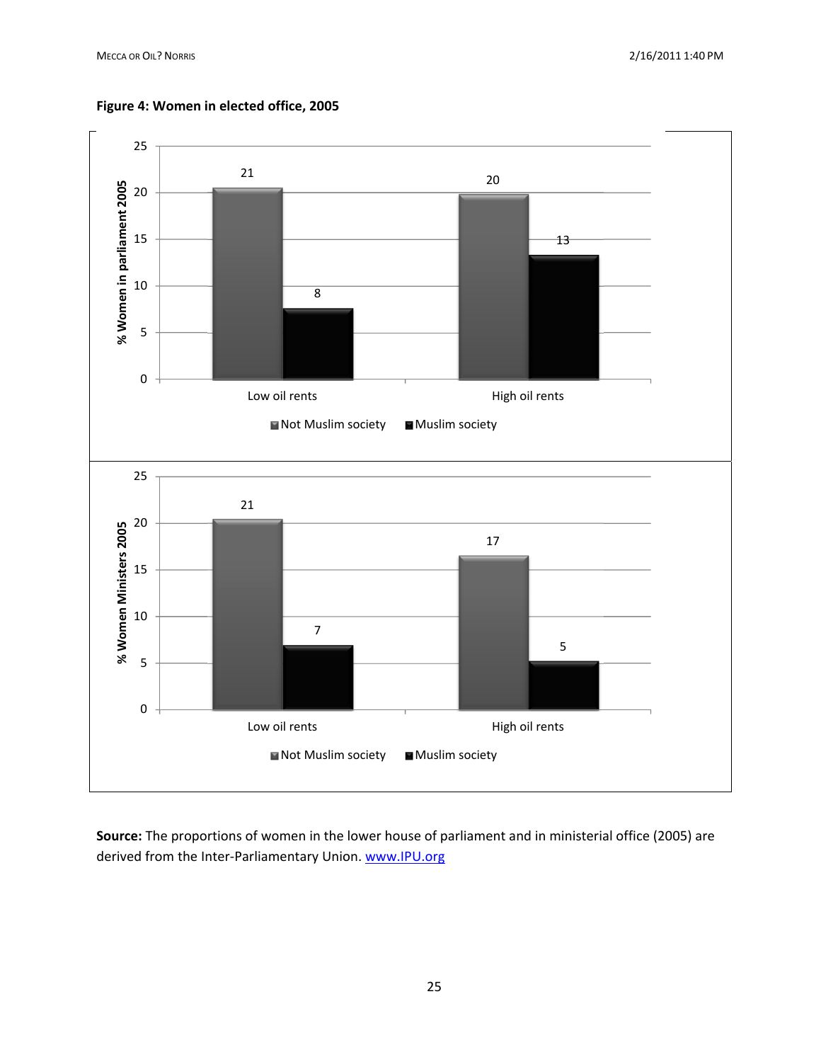**Figure 4: Women in elected office, 2005**

| % Women in parliament 2005 | Not Muslim society | Muslim society |
|---|---|---|
| Low oil rents | 21 | 8 |
| High oil rents | 20 | 13 |

| % Women Ministers 2005 | Not Muslim society | Muslim society |
|---|---|---|
| Low oil rents | 21 | 7 |
| High oil rents | 17 | 5 |

**Source:** The proportions of women in the lower house of parliament and in ministerial office (2005) are derived from the Inter-Parliamentary Union. www.IPU.org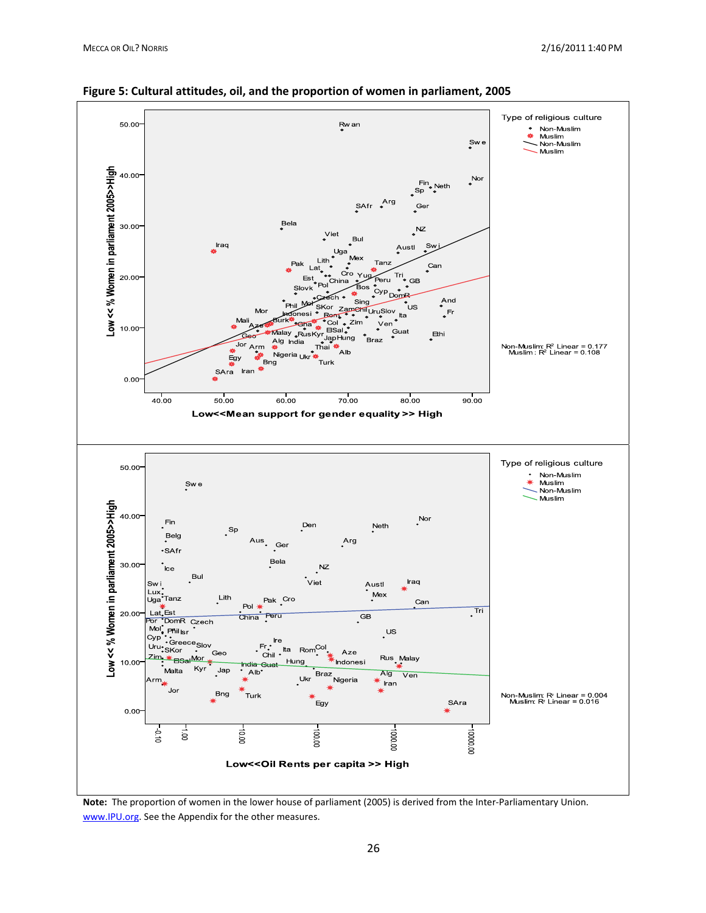**Figure 5: Cultural attitudes, oil, and the proportion of women in parliament, 2005**

**Note:** The proportion of women in the lower house of parliament (2005) is derived from the Inter-Parliamentary Union. [www.IPU.org](http://www.IPU.org). See the Appendix for the other measures.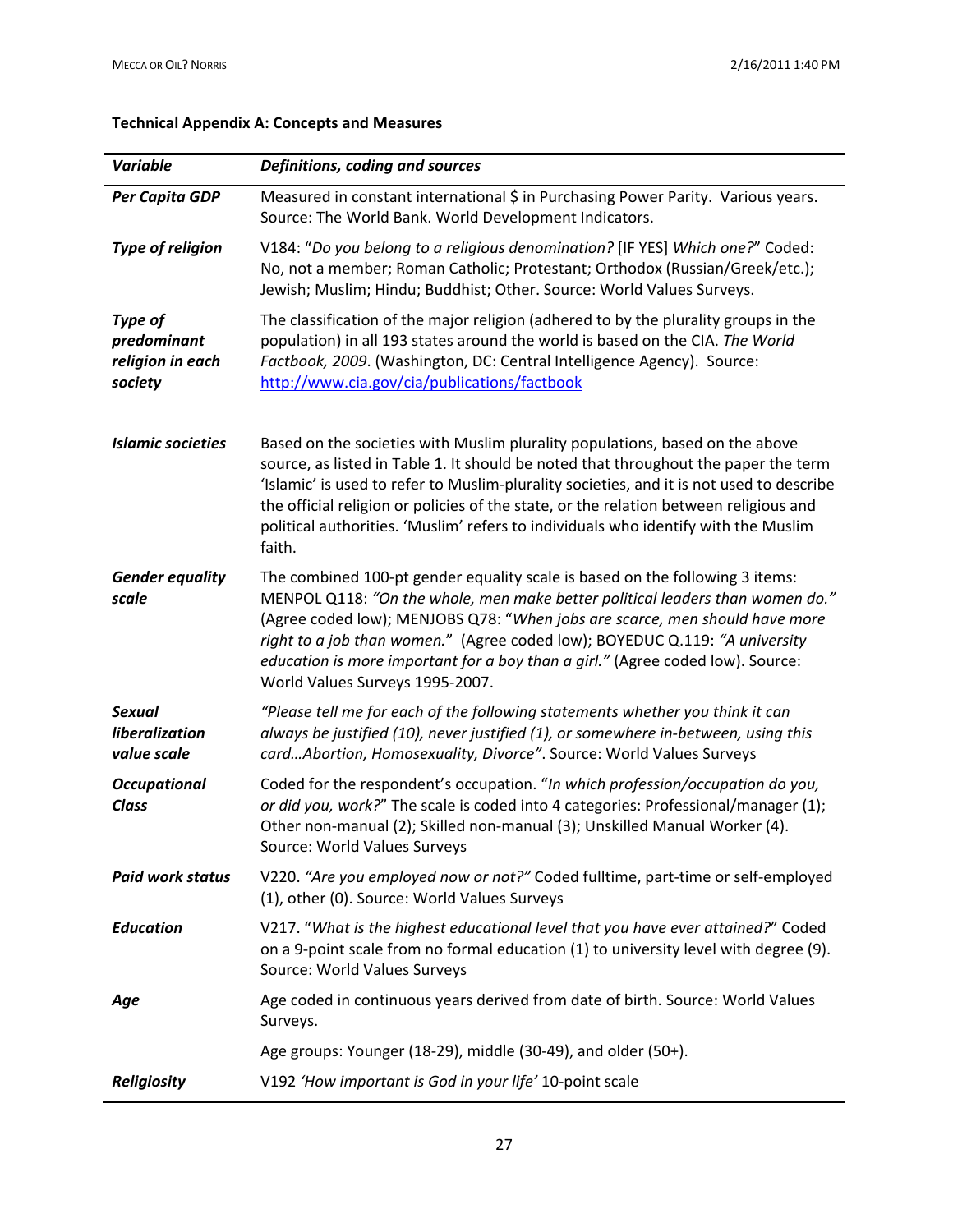**Technical Appendix A: Concepts and Measures**

| *Variable* | *Definitions, coding and sources* |
|---|---|
| ***Per Capita GDP*** | Measured in constant international $ in Purchasing Power Parity. Various years. Source: The World Bank. World Development Indicators. |
| ***Type of religion*** | V184: "*Do you belong to a religious denomination?* [IF YES] *Which one?*" Coded: No, not a member; Roman Catholic; Protestant; Orthodox (Russian/Greek/etc.); Jewish; Muslim; Hindu; Buddhist; Other. Source: World Values Surveys. |
| ***Type of predominant religion in each society*** | The classification of the major religion (adhered to by the plurality groups in the population) in all 193 states around the world is based on the CIA. *The World Factbook, 2009*. (Washington, DC: Central Intelligence Agency). Source: http://www.cia.gov/cia/publications/factbook |
| ***Islamic societies*** | Based on the societies with Muslim plurality populations, based on the above source, as listed in Table 1. It should be noted that throughout the paper the term 'Islamic' is used to refer to Muslim-plurality societies, and it is not used to describe the official religion or policies of the state, or the relation between religious and political authorities. 'Muslim' refers to individuals who identify with the Muslim faith. |
| ***Gender equality scale*** | The combined 100-pt gender equality scale is based on the following 3 items: MENPOL Q118: *"On the whole, men make better political leaders than women do."* (Agree coded low); MENJOBS Q78: "*When jobs are scarce, men should have more right to a job than women.*" (Agree coded low); BOYEDUC Q.119: *"A university education is more important for a boy than a girl."* (Agree coded low). Source: World Values Surveys 1995-2007. |
| ***Sexual liberalization value scale*** | *"Please tell me for each of the following statements whether you think it can always be justified (10), never justified (1), or somewhere in-between, using this card…Abortion, Homosexuality, Divorce"*. Source: World Values Surveys |
| ***Occupational Class*** | Coded for the respondent's occupation. "*In which profession/occupation do you, or did you, work?*" The scale is coded into 4 categories: Professional/manager (1); Other non-manual (2); Skilled non-manual (3); Unskilled Manual Worker (4). Source: World Values Surveys |
| ***Paid work status*** | V220. *"Are you employed now or not?"* Coded fulltime, part-time or self-employed (1), other (0). Source: World Values Surveys |
| ***Education*** | V217. "*What is the highest educational level that you have ever attained?*" Coded on a 9-point scale from no formal education (1) to university level with degree (9). Source: World Values Surveys |
| ***Age*** | Age coded in continuous years derived from date of birth. Source: World Values Surveys. |
| | Age groups: Younger (18-29), middle (30-49), and older (50+). |
| ***Religiosity*** | V192 *'How important is God in your life'* 10-point scale |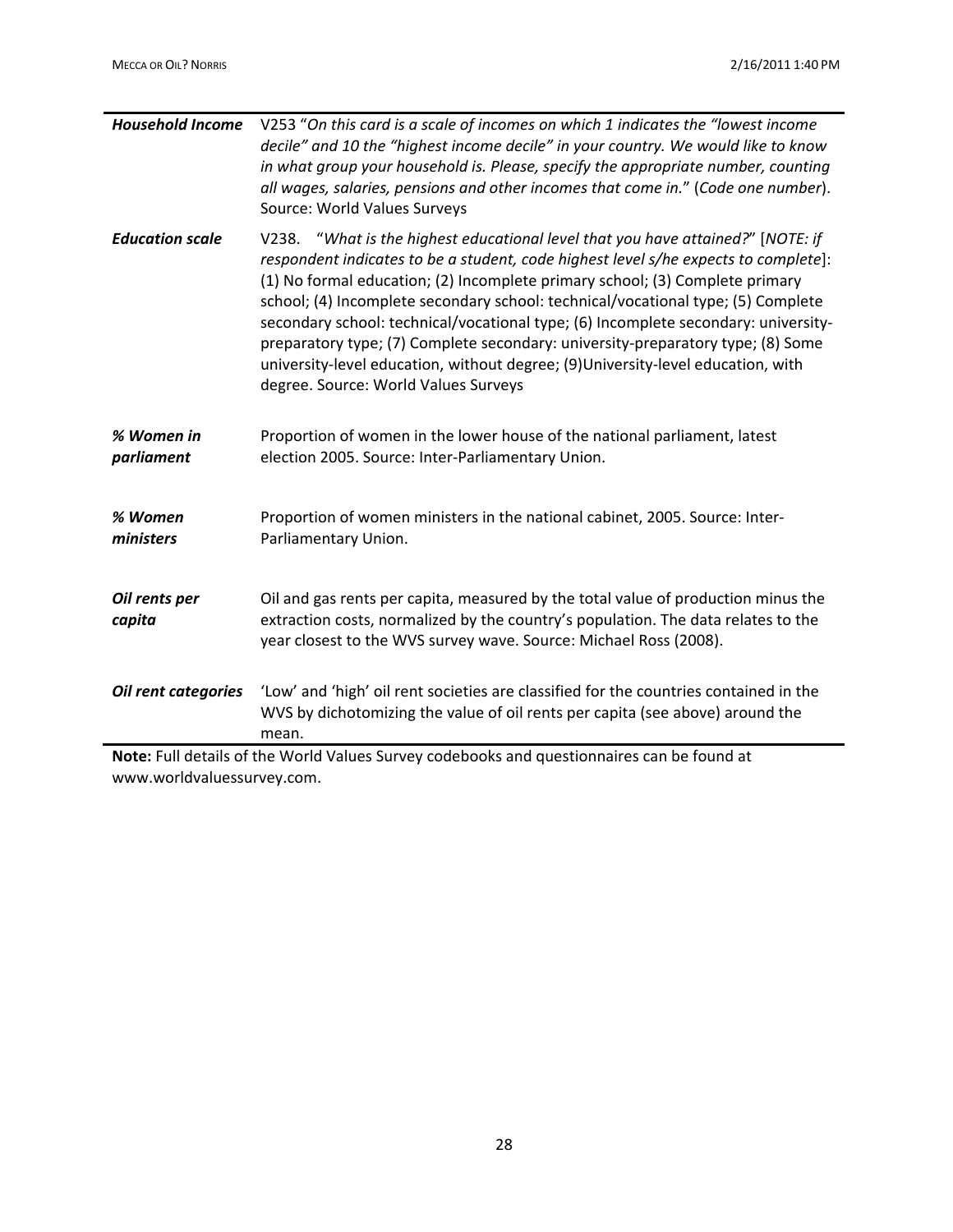| | |
|---|---|
| ***Household Income*** | V253 "*On this card is a scale of incomes on which 1 indicates the "lowest income decile" and 10 the "highest income decile" in your country. We would like to know in what group your household is. Please, specify the appropriate number, counting all wages, salaries, pensions and other incomes that come in.*" (*Code one number*). Source: World Values Surveys |
| ***Education scale*** | V238. "*What is the highest educational level that you have attained?*" [*NOTE: if respondent indicates to be a student, code highest level s/he expects to complete*]: (1) No formal education; (2) Incomplete primary school; (3) Complete primary school; (4) Incomplete secondary school: technical/vocational type; (5) Complete secondary school: technical/vocational type; (6) Incomplete secondary: university-preparatory type; (7) Complete secondary: university-preparatory type; (8) Some university-level education, without degree; (9)University-level education, with degree. Source: World Values Surveys |
| ***% Women in parliament*** | Proportion of women in the lower house of the national parliament, latest election 2005. Source: Inter-Parliamentary Union. |
| ***% Women ministers*** | Proportion of women ministers in the national cabinet, 2005. Source: Inter-Parliamentary Union. |
| ***Oil rents per capita*** | Oil and gas rents per capita, measured by the total value of production minus the extraction costs, normalized by the country's population. The data relates to the year closest to the WVS survey wave. Source: Michael Ross (2008). |
| ***Oil rent categories*** | 'Low' and 'high' oil rent societies are classified for the countries contained in the WVS by dichotomizing the value of oil rents per capita (see above) around the mean. |

**Note:** Full details of the World Values Survey codebooks and questionnaires can be found at www.worldvaluessurvey.com.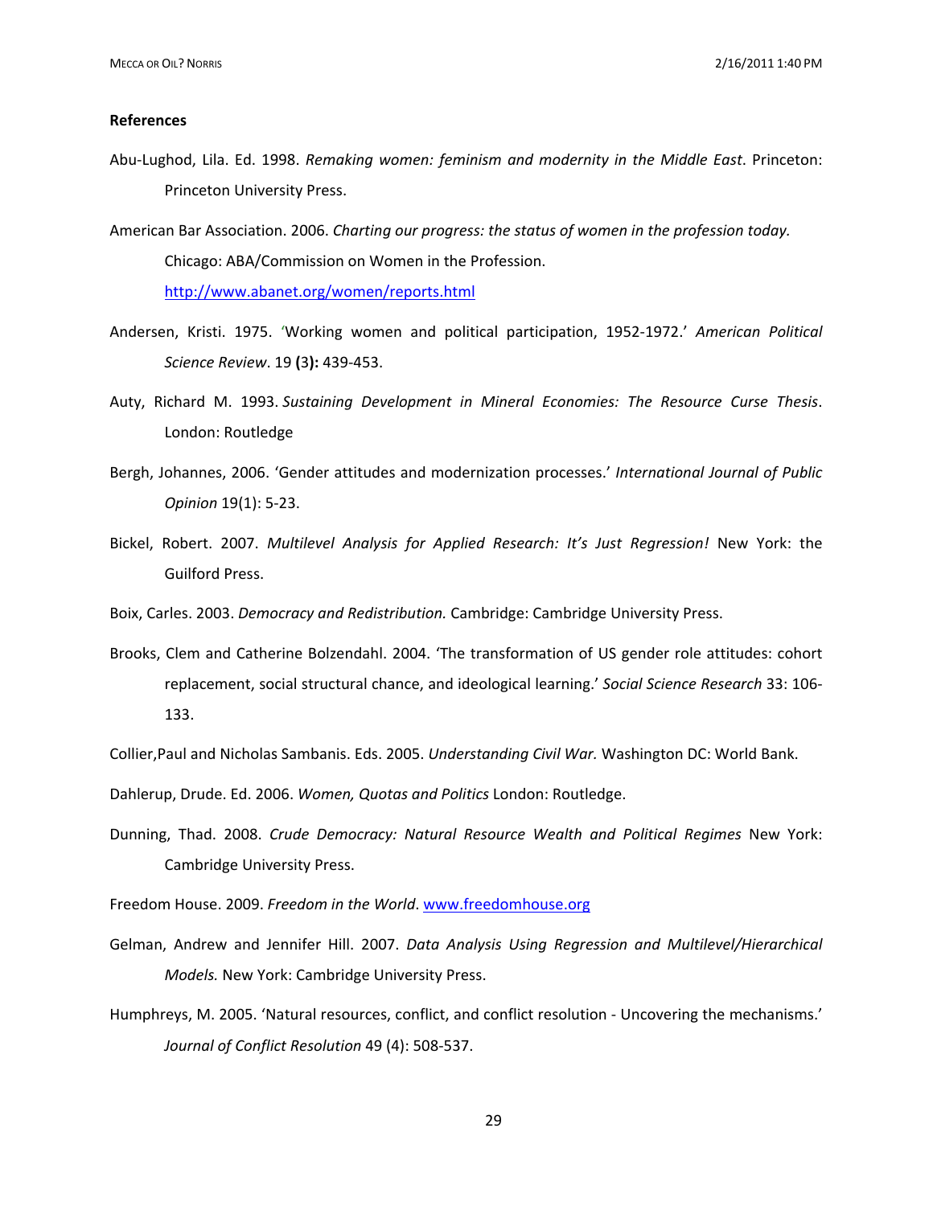**References**

Abu-Lughod, Lila. Ed. 1998. *Remaking women: feminism and modernity in the Middle East*. Princeton: Princeton University Press.

American Bar Association. 2006. *Charting our progress: the status of women in the profession today.* Chicago: ABA/Commission on Women in the Profession. http://www.abanet.org/women/reports.html

Andersen, Kristi. 1975. 'Working women and political participation, 1952-1972.' *American Political Science Review*. 19 **(**3**):** 439-453.

Auty, Richard M. 1993. *Sustaining Development in Mineral Economies: The Resource Curse Thesis*. London: Routledge

Bergh, Johannes, 2006. 'Gender attitudes and modernization processes.' *International Journal of Public Opinion* 19(1): 5-23.

Bickel, Robert. 2007. *Multilevel Analysis for Applied Research: It's Just Regression!* New York: the Guilford Press.

Boix, Carles. 2003. *Democracy and Redistribution.* Cambridge: Cambridge University Press.

Brooks, Clem and Catherine Bolzendahl. 2004. 'The transformation of US gender role attitudes: cohort replacement, social structural chance, and ideological learning.' *Social Science Research* 33: 106-133.

Collier,Paul and Nicholas Sambanis. Eds. 2005. *Understanding Civil War.* Washington DC: World Bank.

Dahlerup, Drude. Ed. 2006. *Women, Quotas and Politics* London: Routledge.

Dunning, Thad. 2008. *Crude Democracy: Natural Resource Wealth and Political Regimes* New York: Cambridge University Press.

Freedom House. 2009. *Freedom in the World*. www.freedomhouse.org

Gelman, Andrew and Jennifer Hill. 2007. *Data Analysis Using Regression and Multilevel/Hierarchical Models.* New York: Cambridge University Press.

Humphreys, M. 2005. 'Natural resources, conflict, and conflict resolution - Uncovering the mechanisms.' *Journal of Conflict Resolution* 49 (4): 508-537.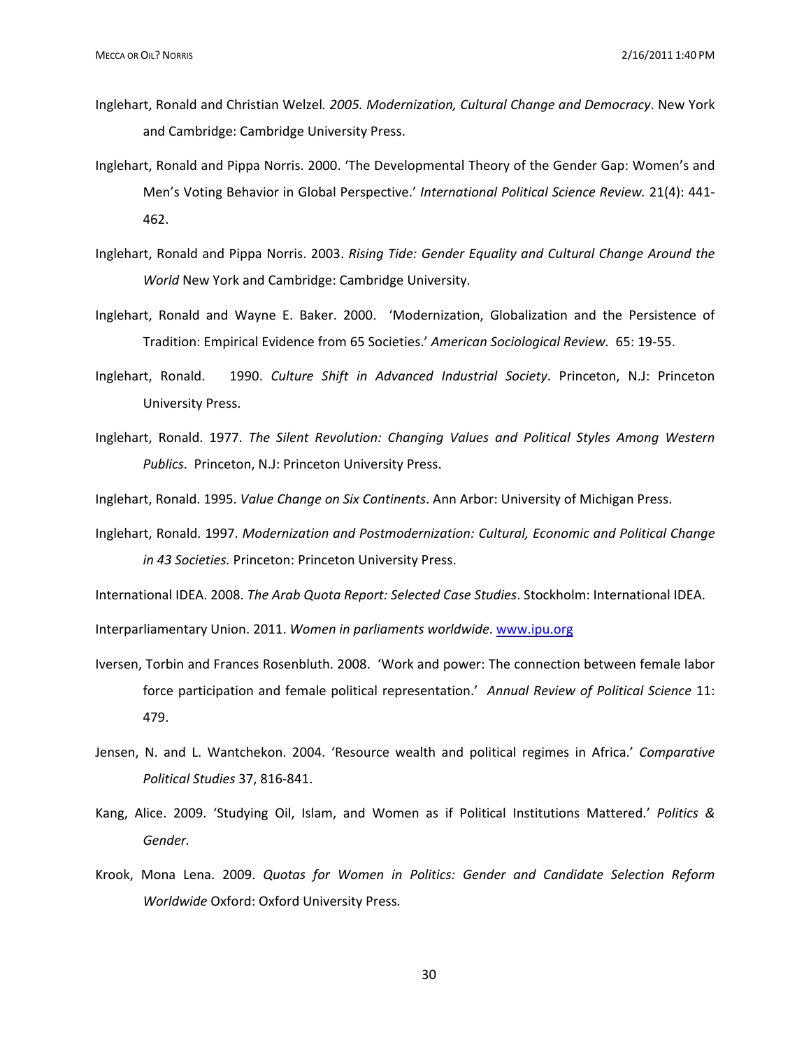Inglehart, Ronald and Christian Welzel*. 2005. Modernization, Cultural Change and Democracy*. New York and Cambridge: Cambridge University Press.

Inglehart, Ronald and Pippa Norris. 2000. 'The Developmental Theory of the Gender Gap: Women's and Men's Voting Behavior in Global Perspective.' *International Political Science Review.* 21(4): 441-462.

Inglehart, Ronald and Pippa Norris. 2003. *Rising Tide: Gender Equality and Cultural Change Around the World* New York and Cambridge: Cambridge University.

Inglehart, Ronald and Wayne E. Baker. 2000. 'Modernization, Globalization and the Persistence of Tradition: Empirical Evidence from 65 Societies.' *American Sociological Review.* 65: 19-55.

Inglehart, Ronald. 1990. *Culture Shift in Advanced Industrial Society*. Princeton, N.J: Princeton University Press.

Inglehart, Ronald. 1977. *The Silent Revolution: Changing Values and Political Styles Among Western Publics*. Princeton, N.J: Princeton University Press.

Inglehart, Ronald. 1995. *Value Change on Six Continents*. Ann Arbor: University of Michigan Press.

Inglehart, Ronald. 1997. *Modernization and Postmodernization: Cultural, Economic and Political Change in 43 Societies.* Princeton: Princeton University Press.

International IDEA. 2008. *The Arab Quota Report: Selected Case Studies*. Stockholm: International IDEA.

Interparliamentary Union. 2011. *Women in parliaments worldwide*. www.ipu.org

Iversen, Torbin and Frances Rosenbluth. 2008. 'Work and power: The connection between female labor force participation and female political representation.' *Annual Review of Political Science* 11: 479.

Jensen, N. and L. Wantchekon. 2004. 'Resource wealth and political regimes in Africa.' *Comparative Political Studies* 37, 816-841.

Kang, Alice. 2009. 'Studying Oil, Islam, and Women as if Political Institutions Mattered.' *Politics & Gender.*

Krook, Mona Lena. 2009. *Quotas for Women in Politics: Gender and Candidate Selection Reform Worldwide* Oxford: Oxford University Press.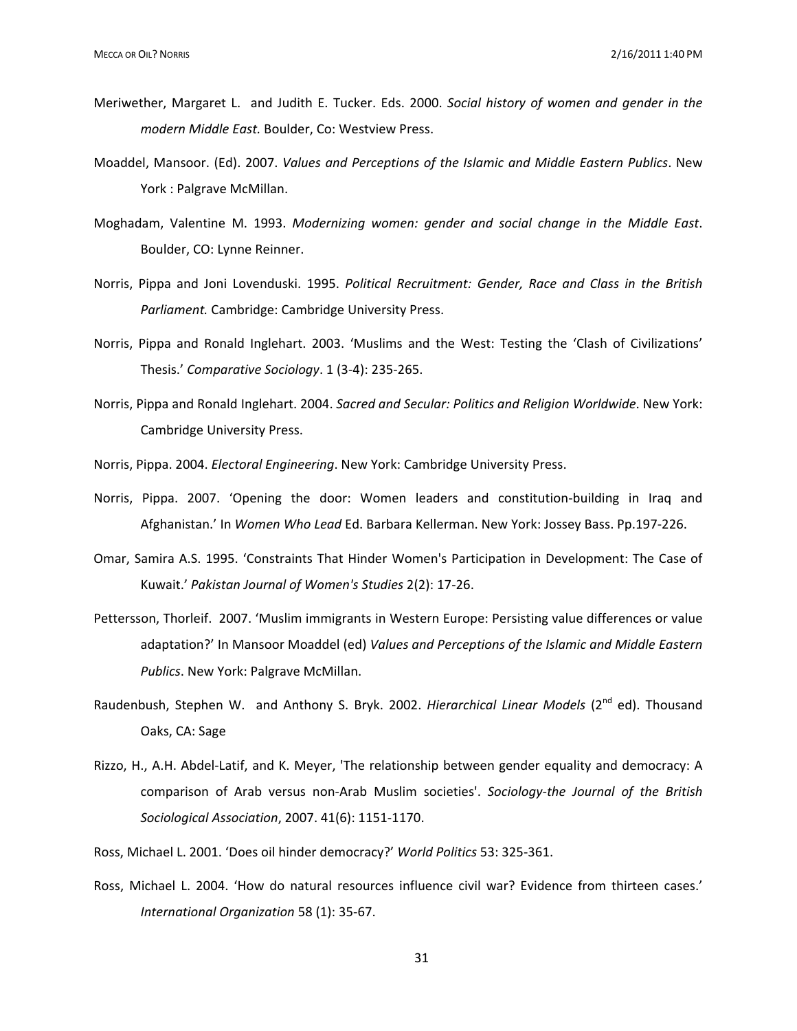Meriwether, Margaret L. and Judith E. Tucker. Eds. 2000. *Social history of women and gender in the modern Middle East.* Boulder, Co: Westview Press.

Moaddel, Mansoor. (Ed). 2007. *Values and Perceptions of the Islamic and Middle Eastern Publics*. New York : Palgrave McMillan.

Moghadam, Valentine M. 1993. *Modernizing women: gender and social change in the Middle East*. Boulder, CO: Lynne Reinner.

Norris, Pippa and Joni Lovenduski. 1995. *Political Recruitment: Gender, Race and Class in the British Parliament.* Cambridge: Cambridge University Press.

Norris, Pippa and Ronald Inglehart. 2003. 'Muslims and the West: Testing the 'Clash of Civilizations' Thesis.' *Comparative Sociology*. 1 (3-4): 235-265.

Norris, Pippa and Ronald Inglehart. 2004. *Sacred and Secular: Politics and Religion Worldwide*. New York: Cambridge University Press.

Norris, Pippa. 2004. *Electoral Engineering*. New York: Cambridge University Press.

Norris, Pippa. 2007. 'Opening the door: Women leaders and constitution-building in Iraq and Afghanistan.' In *Women Who Lead* Ed. Barbara Kellerman. New York: Jossey Bass. Pp.197-226.

Omar, Samira A.S. 1995. 'Constraints That Hinder Women's Participation in Development: The Case of Kuwait.' *Pakistan Journal of Women's Studies* 2(2): 17-26.

Pettersson, Thorleif. 2007. 'Muslim immigrants in Western Europe: Persisting value differences or value adaptation?' In Mansoor Moaddel (ed) *Values and Perceptions of the Islamic and Middle Eastern Publics*. New York: Palgrave McMillan.

Raudenbush, Stephen W. and Anthony S. Bryk. 2002. *Hierarchical Linear Models* (2nd ed). Thousand Oaks, CA: Sage

Rizzo, H., A.H. Abdel-Latif, and K. Meyer, 'The relationship between gender equality and democracy: A comparison of Arab versus non-Arab Muslim societies'. *Sociology-the Journal of the British Sociological Association*, 2007. 41(6): 1151-1170.

Ross, Michael L. 2001. 'Does oil hinder democracy?' *World Politics* 53: 325-361.

Ross, Michael L. 2004. 'How do natural resources influence civil war? Evidence from thirteen cases.' *International Organization* 58 (1): 35-67.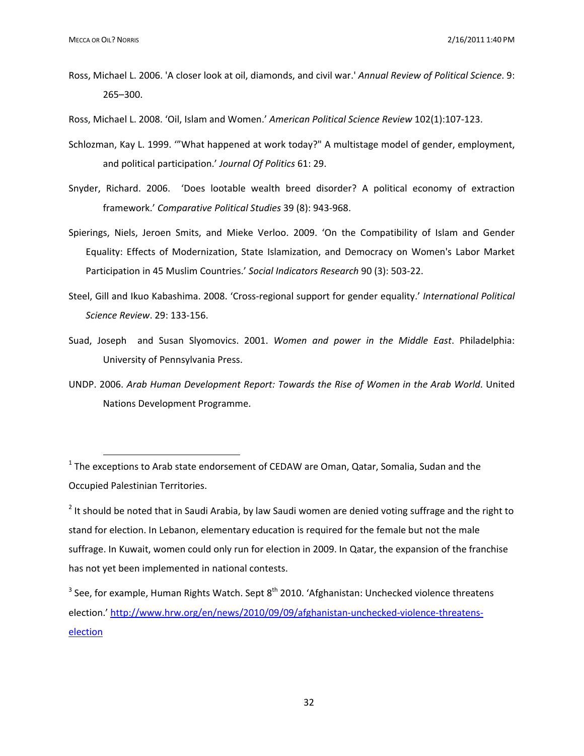Ross, Michael L. 2006. 'A closer look at oil, diamonds, and civil war.' *Annual Review of Political Science*. 9: 265–300.

Ross, Michael L. 2008. 'Oil, Islam and Women.' *American Political Science Review* 102(1):107-123.

Schlozman, Kay L. 1999. '"What happened at work today?" A multistage model of gender, employment, and political participation.' *Journal Of Politics* 61: 29.

Snyder, Richard. 2006. 'Does lootable wealth breed disorder? A political economy of extraction framework.' *Comparative Political Studies* 39 (8): 943-968.

Spierings, Niels, Jeroen Smits, and Mieke Verloo. 2009. 'On the Compatibility of Islam and Gender Equality: Effects of Modernization, State Islamization, and Democracy on Women's Labor Market Participation in 45 Muslim Countries.' *Social Indicators Research* 90 (3): 503-22.

Steel, Gill and Ikuo Kabashima. 2008. 'Cross-regional support for gender equality.' *International Political Science Review*. 29: 133-156.

Suad, Joseph and Susan Slyomovics. 2001. *Women and power in the Middle East*. Philadelphia: University of Pennsylvania Press.

UNDP. 2006. *Arab Human Development Report: Towards the Rise of Women in the Arab World*. United Nations Development Programme.

---

[1] The exceptions to Arab state endorsement of CEDAW are Oman, Qatar, Somalia, Sudan and the Occupied Palestinian Territories.

[2] It should be noted that in Saudi Arabia, by law Saudi women are denied voting suffrage and the right to stand for election. In Lebanon, elementary education is required for the female but not the male suffrage. In Kuwait, women could only run for election in 2009. In Qatar, the expansion of the franchise has not yet been implemented in national contests.

[3] See, for example, Human Rights Watch. Sept 8th 2010. 'Afghanistan: Unchecked violence threatens election.' http://www.hrw.org/en/news/2010/09/09/afghanistan-unchecked-violence-threatens-election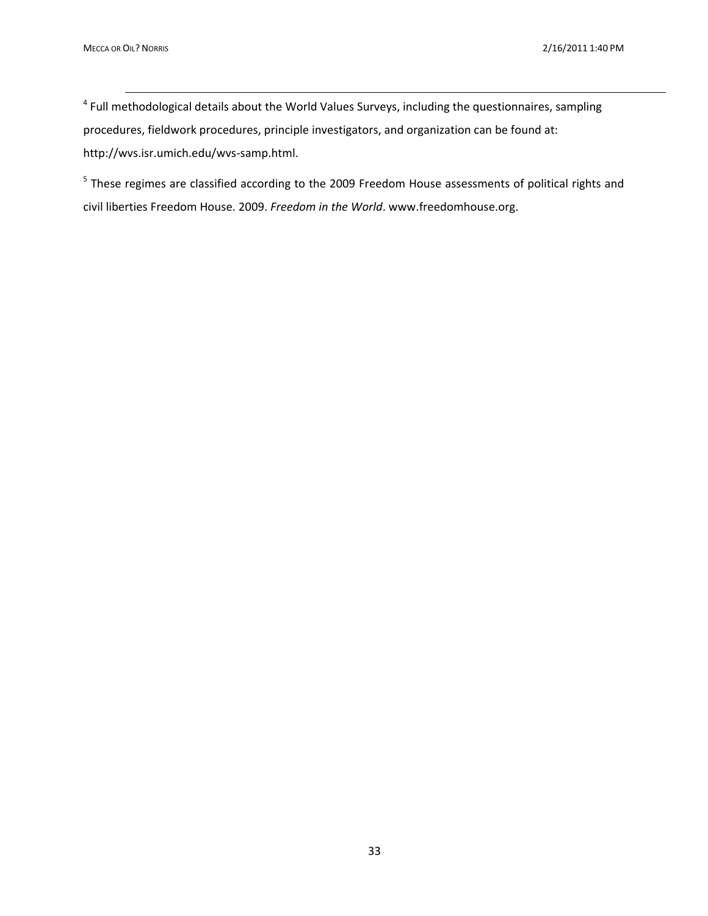[4] Full methodological details about the World Values Surveys, including the questionnaires, sampling procedures, fieldwork procedures, principle investigators, and organization can be found at: http://wvs.isr.umich.edu/wvs-samp.html.

[5] These regimes are classified according to the 2009 Freedom House assessments of political rights and civil liberties Freedom House. 2009. *Freedom in the World*. www.freedomhouse.org.